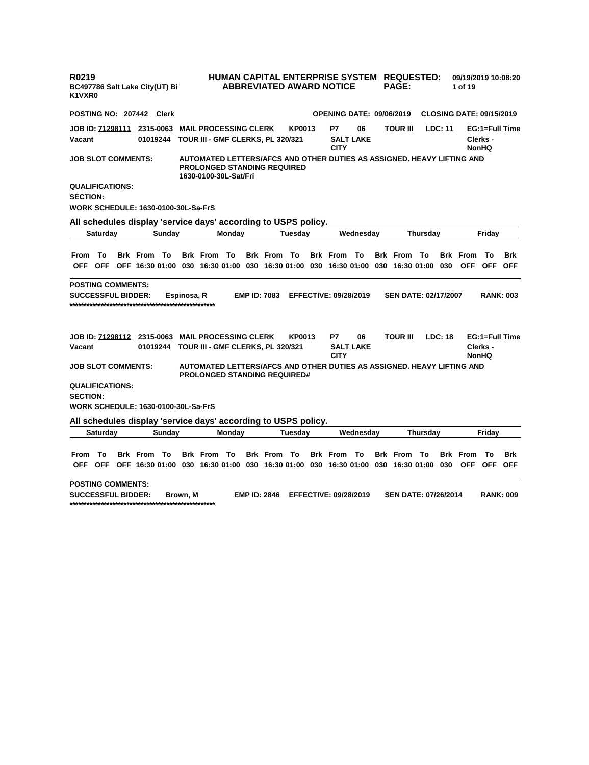**R0219**
**BC497786 Salt Lake City(UT) Bi**
**K1VXR0**

**HUMAN CAPITAL ENTERPRISE SYSTEM**
**ABBREVIATED AWARD NOTICE**

**REQUESTED:** 09/19/2019 10:08:20

**POSTING NO: 207442 Clerk** | **OPENING DATE: 09/06/2019** | **CLOSING DATE: 09/15/2019**

**JOB ID: 71298111** 2315-0063 MAIL PROCESSING CLERK KP0013 P7 06 TOUR III LDC: 11 EG:1=Full Time
**Vacant** 01019244 TOUR III - GMF CLERKS, PL 320/321 SALT LAKE CITY Clerks - NonHQ

**JOB SLOT COMMENTS:** AUTOMATED LETTERS/AFCS AND OTHER DUTIES AS ASSIGNED. HEAVY LIFTING AND PROLONGED STANDING REQUIRED
1630-0100-30L-Sat/Fri

**QUALIFICATIONS:**

**SECTION:**

**WORK SCHEDULE: 1630-0100-30L-Sa-FrS**

**All schedules display 'service days' according to USPS policy.**

| Saturday | | | Sunday | | | Monday | | | Tuesday | | | Wednesday | | | Thursday | | | Friday | | |
|---|---|---|---|---|---|---|---|---|---|---|---|---|---|---|---|---|---|---|---|---|
| From | To | Brk | From | To | Brk | From | To | Brk | From | To | Brk | From | To | Brk | From | To | Brk | From | To | Brk |
| OFF | OFF | OFF | 16:30 | 01:00 | 030 | 16:30 | 01:00 | 030 | 16:30 | 01:00 | 030 | 16:30 | 01:00 | 030 | 16:30 | 01:00 | 030 | OFF | OFF | OFF |

**POSTING COMMENTS:**

**SUCCESSFUL BIDDER:** Espinosa, R **EMP ID:** 7083 **EFFECTIVE:** 09/28/2019 **SEN DATE:** 02/17/2007 **RANK:** 003

\*\*\*\*\*\*\*\*\*\*\*\*\*\*\*\*\*\*\*\*\*\*\*\*\*\*\*\*\*\*\*\*\*\*\*\*\*\*\*\*\*\*\*\*\*\*\*\*\*\*\*\*

**JOB ID: 71298112** 2315-0063 MAIL PROCESSING CLERK KP0013 P7 06 TOUR III LDC: 18 EG:1=Full Time
**Vacant** 01019244 TOUR III - GMF CLERKS, PL 320/321 SALT LAKE CITY Clerks - NonHQ

**JOB SLOT COMMENTS:** AUTOMATED LETTERS/AFCS AND OTHER DUTIES AS ASSIGNED. HEAVY LIFTING AND PROLONGED STANDING REQUIRED#

**QUALIFICATIONS:**

**SECTION:**

**WORK SCHEDULE: 1630-0100-30L-Sa-FrS**

**All schedules display 'service days' according to USPS policy.**

| Saturday | | | Sunday | | | Monday | | | Tuesday | | | Wednesday | | | Thursday | | | Friday | | |
|---|---|---|---|---|---|---|---|---|---|---|---|---|---|---|---|---|---|---|---|---|
| From | To | Brk | From | To | Brk | From | To | Brk | From | To | Brk | From | To | Brk | From | To | Brk | From | To | Brk |
| OFF | OFF | OFF | 16:30 | 01:00 | 030 | 16:30 | 01:00 | 030 | 16:30 | 01:00 | 030 | 16:30 | 01:00 | 030 | 16:30 | 01:00 | 030 | OFF | OFF | OFF |

**POSTING COMMENTS:**

**SUCCESSFUL BIDDER:** Brown, M **EMP ID:** 2846 **EFFECTIVE:** 09/28/2019 **SEN DATE:** 07/26/2014 **RANK:** 009

\*\*\*\*\*\*\*\*\*\*\*\*\*\*\*\*\*\*\*\*\*\*\*\*\*\*\*\*\*\*\*\*\*\*\*\*\*\*\*\*\*\*\*\*\*\*\*\*\*\*\*\*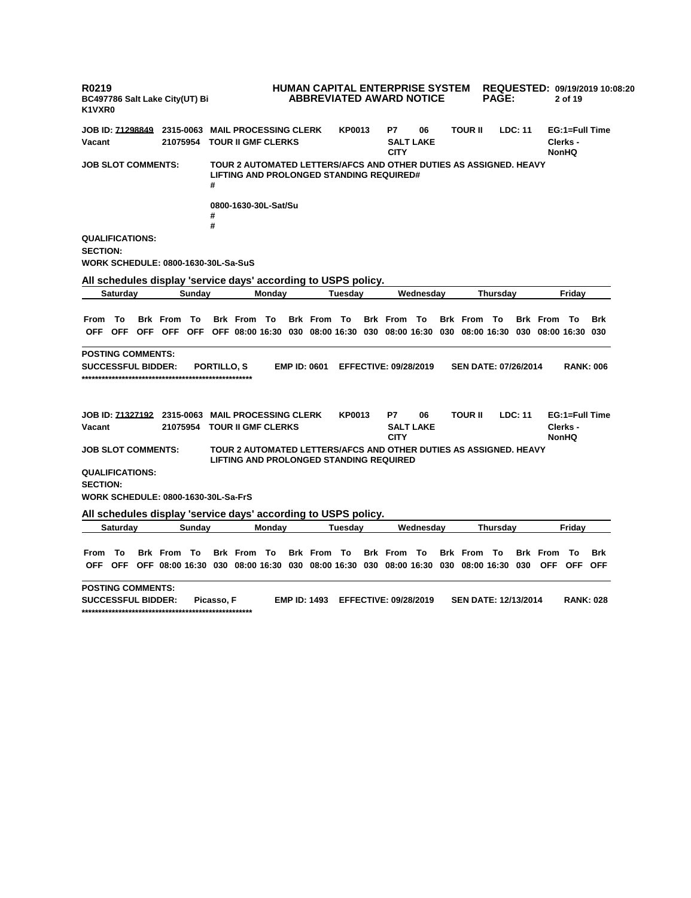R0219 | HUMAN CAPITAL ENTERPRISE SYSTEM | REQUESTED: 09/19/2019 10:08:20
BC497786 Salt Lake City(UT) Bi | ABBREVIATED AWARD NOTICE
K1VXR0

**JOB ID: 71298849** **2315-0063 MAIL PROCESSING CLERK** **KP0013** **P7** **06** **TOUR II** **LDC: 11** **EG:1=Full Time**
**Vacant** **21075954 TOUR II GMF CLERKS** **SALT LAKE CITY** **Clerks - NonHQ**

**JOB SLOT COMMENTS:** TOUR 2 AUTOMATED LETTERS/AFCS AND OTHER DUTIES AS ASSIGNED. HEAVY LIFTING AND PROLONGED STANDING REQUIRED#
#

0800-1630-30L-Sat/Su
#
#

**QUALIFICATIONS:**
**SECTION:**
**WORK SCHEDULE: 0800-1630-30L-Sa-SuS**

**All schedules display 'service days' according to USPS policy.**

| Saturday | | | Sunday | | | Monday | | | Tuesday | | | Wednesday | | | Thursday | | | Friday | | |
|---|---|---|---|---|---|---|---|---|---|---|---|---|---|---|---|---|---|---|---|---|
| From | To | Brk | From | To | Brk | From | To | Brk | From | To | Brk | From | To | Brk | From | To | Brk | From | To | Brk |
| OFF | OFF | OFF | OFF | OFF | OFF | 08:00 | 16:30 | 030 | 08:00 | 16:30 | 030 | 08:00 | 16:30 | 030 | 08:00 | 16:30 | 030 | 08:00 | 16:30 | 030 |

**POSTING COMMENTS:**
**SUCCESSFUL BIDDER:** PORTILLO, S **EMP ID: 0601** **EFFECTIVE: 09/28/2019** **SEN DATE: 07/26/2014** **RANK: 006**
****************************************************

**JOB ID: 71327192** **2315-0063 MAIL PROCESSING CLERK** **KP0013** **P7** **06** **TOUR II** **LDC: 11** **EG:1=Full Time**
**Vacant** **21075954 TOUR II GMF CLERKS** **SALT LAKE CITY** **Clerks - NonHQ**

**JOB SLOT COMMENTS:** TOUR 2 AUTOMATED LETTERS/AFCS AND OTHER DUTIES AS ASSIGNED. HEAVY LIFTING AND PROLONGED STANDING REQUIRED

**QUALIFICATIONS:**
**SECTION:**
**WORK SCHEDULE: 0800-1630-30L-Sa-FrS**

**All schedules display 'service days' according to USPS policy.**

| Saturday | | | Sunday | | | Monday | | | Tuesday | | | Wednesday | | | Thursday | | | Friday | | |
|---|---|---|---|---|---|---|---|---|---|---|---|---|---|---|---|---|---|---|---|---|
| From | To | Brk | From | To | Brk | From | To | Brk | From | To | Brk | From | To | Brk | From | To | Brk | From | To | Brk |
| OFF | OFF | OFF | 08:00 | 16:30 | 030 | 08:00 | 16:30 | 030 | 08:00 | 16:30 | 030 | 08:00 | 16:30 | 030 | 08:00 | 16:30 | 030 | OFF | OFF | OFF |

**POSTING COMMENTS:**
**SUCCESSFUL BIDDER:** Picasso, F **EMP ID: 1493** **EFFECTIVE: 09/28/2019** **SEN DATE: 12/13/2014** **RANK: 028**
****************************************************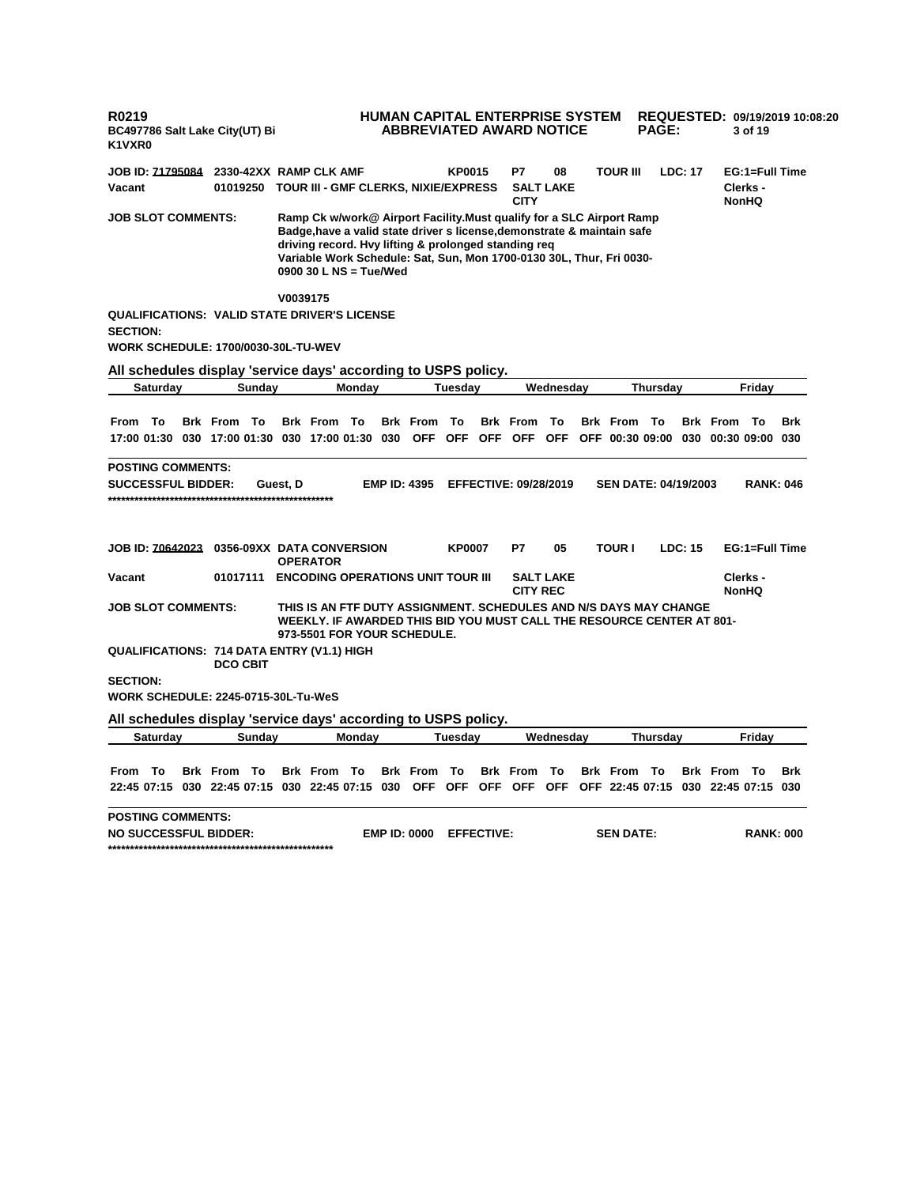**R0219** | **HUMAN CAPITAL ENTERPRISE SYSTEM** | **REQUESTED: 09/19/2019 10:08:20**
**BC497786 Salt Lake City(UT) Bi** | **ABBREVIATED AWARD NOTICE**
**K1VXR0**

**JOB ID: 71795084** **2330-42XX RAMP CLK AMF** **KP0015** **P7** **08** **TOUR III** **LDC: 17** **EG:1=Full Time**
**Vacant** **01019250** **TOUR III - GMF CLERKS, NIXIE/EXPRESS** **SALT LAKE CITY** **Clerks - NonHQ**

**JOB SLOT COMMENTS:** Ramp Ck w/work@ Airport Facility.Must qualify for a SLC Airport Ramp Badge,have a valid state driver s license,demonstrate & maintain safe driving record. Hvy lifting & prolonged standing req
Variable Work Schedule: Sat, Sun, Mon 1700-0130 30L, Thur, Fri 0030-0900 30 L NS = Tue/Wed

V0039175

**QUALIFICATIONS:** VALID STATE DRIVER'S LICENSE
**SECTION:**
**WORK SCHEDULE:** 1700/0030-30L-TU-WEV

**All schedules display 'service days' according to USPS policy.**

| Saturday | | | Sunday | | | Monday | | | Tuesday | | | Wednesday | | | Thursday | | | Friday | | |
|---|---|---|---|---|---|---|---|---|---|---|---|---|---|---|---|---|---|---|---|---|
| From | To | Brk | From | To | Brk | From | To | Brk | From | To | Brk | From | To | Brk | From | To | Brk | From | To | Brk |
| 17:00 | 01:30 | 030 | 17:00 | 01:30 | 030 | 17:00 | 01:30 | 030 | OFF | OFF | OFF | OFF | OFF | OFF | 00:30 | 09:00 | 030 | 00:30 | 09:00 | 030 |

**POSTING COMMENTS:**
**SUCCESSFUL BIDDER:** Guest, D **EMP ID: 4395** **EFFECTIVE: 09/28/2019** **SEN DATE: 04/19/2003** **RANK: 046**
****************************************************

**JOB ID: 70642023** **0356-09XX DATA CONVERSION OPERATOR** **KP0007** **P7** **05** **TOUR I** **LDC: 15** **EG:1=Full Time**
**Vacant** **01017111** **ENCODING OPERATIONS UNIT TOUR III** **SALT LAKE CITY REC** **Clerks - NonHQ**

**JOB SLOT COMMENTS:** THIS IS AN FTF DUTY ASSIGNMENT. SCHEDULES AND N/S DAYS MAY CHANGE WEEKLY. IF AWARDED THIS BID YOU MUST CALL THE RESOURCE CENTER AT 801-973-5501 FOR YOUR SCHEDULE.

**QUALIFICATIONS:** 714 DATA ENTRY (V1.1) HIGH DCO CBIT
**SECTION:**
**WORK SCHEDULE:** 2245-0715-30L-Tu-WeS

**All schedules display 'service days' according to USPS policy.**

| Saturday | | | Sunday | | | Monday | | | Tuesday | | | Wednesday | | | Thursday | | | Friday | | |
|---|---|---|---|---|---|---|---|---|---|---|---|---|---|---|---|---|---|---|---|---|
| From | To | Brk | From | To | Brk | From | To | Brk | From | To | Brk | From | To | Brk | From | To | Brk | From | To | Brk |
| 22:45 | 07:15 | 030 | 22:45 | 07:15 | 030 | 22:45 | 07:15 | 030 | OFF | OFF | OFF | OFF | OFF | OFF | 22:45 | 07:15 | 030 | 22:45 | 07:15 | 030 |

**POSTING COMMENTS:**
**NO SUCCESSFUL BIDDER:** **EMP ID: 0000** **EFFECTIVE:** **SEN DATE:** **RANK: 000**
****************************************************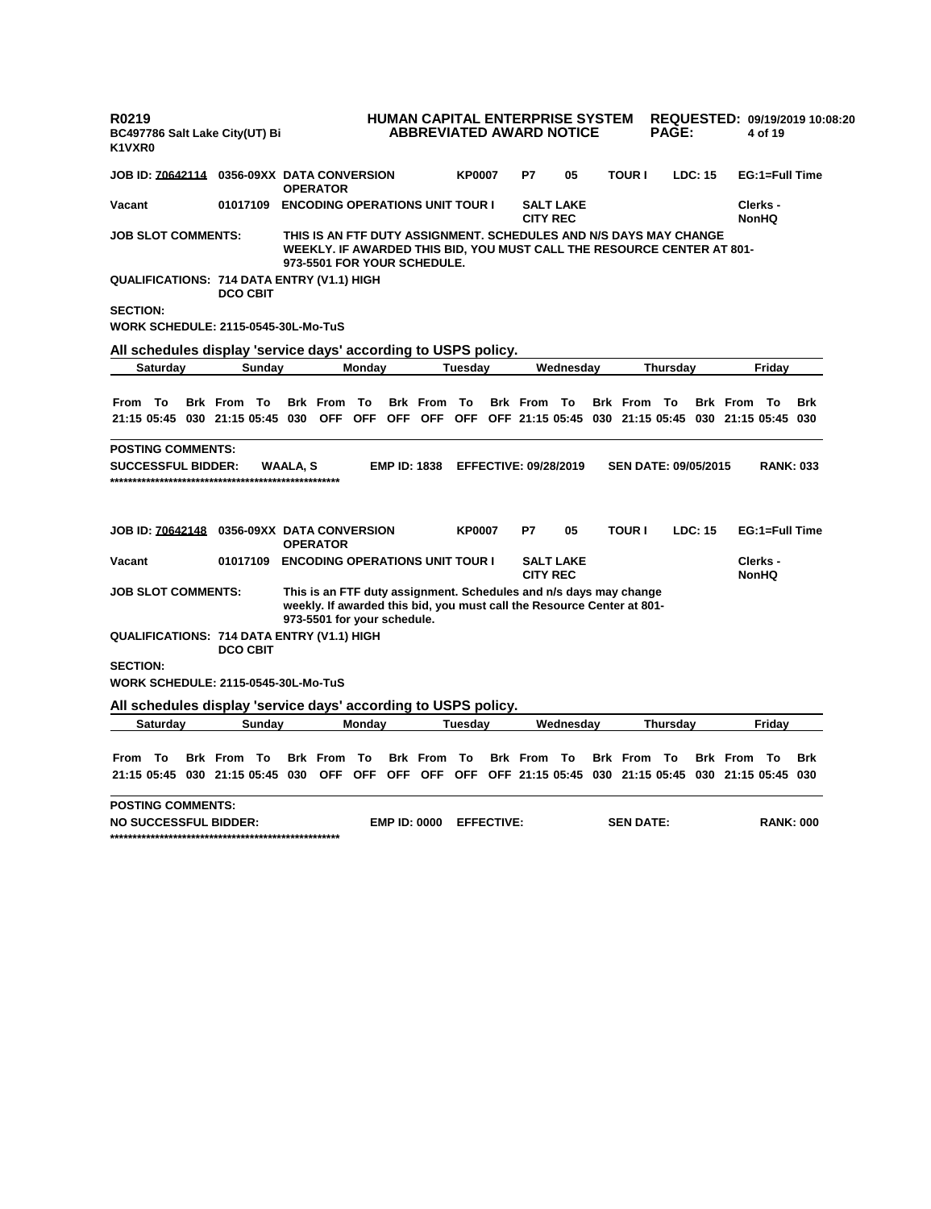**JOB ID: 70642114** **0356-09XX DATA CONVERSION OPERATOR** **KP0007** **P7** **05** **TOUR I** **LDC: 15** **EG:1=Full Time**

**Vacant** **01017109** **ENCODING OPERATIONS UNIT TOUR I** **SALT LAKE CITY REC** **Clerks - NonHQ**

**JOB SLOT COMMENTS:** THIS IS AN FTF DUTY ASSIGNMENT. SCHEDULES AND N/S DAYS MAY CHANGE WEEKLY. IF AWARDED THIS BID, YOU MUST CALL THE RESOURCE CENTER AT 801-973-5501 FOR YOUR SCHEDULE.

**QUALIFICATIONS:** 714 DATA ENTRY (V1.1) HIGH DCO CBIT

**SECTION:**

**WORK SCHEDULE:** 2115-0545-30L-Mo-TuS

**All schedules display 'service days' according to USPS policy.**

| Saturday | | | Sunday | | | Monday | | | Tuesday | | | Wednesday | | | Thursday | | | Friday | | |
|---|---|---|---|---|---|---|---|---|---|---|---|---|---|---|---|---|---|---|---|---|
| From | To | Brk | From | To | Brk | From | To | Brk | From | To | Brk | From | To | Brk | From | To | Brk | From | To | Brk |
| 21:15 | 05:45 | 030 | 21:15 | 05:45 | 030 | OFF | OFF | OFF | OFF | OFF | OFF | 21:15 | 05:45 | 030 | 21:15 | 05:45 | 030 | 21:15 | 05:45 | 030 |

**POSTING COMMENTS:**

**SUCCESSFUL BIDDER:** WAALA, S **EMP ID:** 1838 **EFFECTIVE:** 09/28/2019 **SEN DATE:** 09/05/2015 **RANK:** 033

****************************************************

**JOB ID: 70642148** **0356-09XX DATA CONVERSION OPERATOR** **KP0007** **P7** **05** **TOUR I** **LDC: 15** **EG:1=Full Time**

**Vacant** **01017109** **ENCODING OPERATIONS UNIT TOUR I** **SALT LAKE CITY REC** **Clerks - NonHQ**

**JOB SLOT COMMENTS:** This is an FTF duty assignment. Schedules and n/s days may change weekly. If awarded this bid, you must call the Resource Center at 801-973-5501 for your schedule.

**QUALIFICATIONS:** 714 DATA ENTRY (V1.1) HIGH DCO CBIT

**SECTION:**

**WORK SCHEDULE:** 2115-0545-30L-Mo-TuS

**All schedules display 'service days' according to USPS policy.**

| Saturday | | | Sunday | | | Monday | | | Tuesday | | | Wednesday | | | Thursday | | | Friday | | |
|---|---|---|---|---|---|---|---|---|---|---|---|---|---|---|---|---|---|---|---|---|
| From | To | Brk | From | To | Brk | From | To | Brk | From | To | Brk | From | To | Brk | From | To | Brk | From | To | Brk |
| 21:15 | 05:45 | 030 | 21:15 | 05:45 | 030 | OFF | OFF | OFF | OFF | OFF | OFF | 21:15 | 05:45 | 030 | 21:15 | 05:45 | 030 | 21:15 | 05:45 | 030 |

**POSTING COMMENTS:**

**NO SUCCESSFUL BIDDER:** **EMP ID:** 0000 **EFFECTIVE:** **SEN DATE:** **RANK:** 000

****************************************************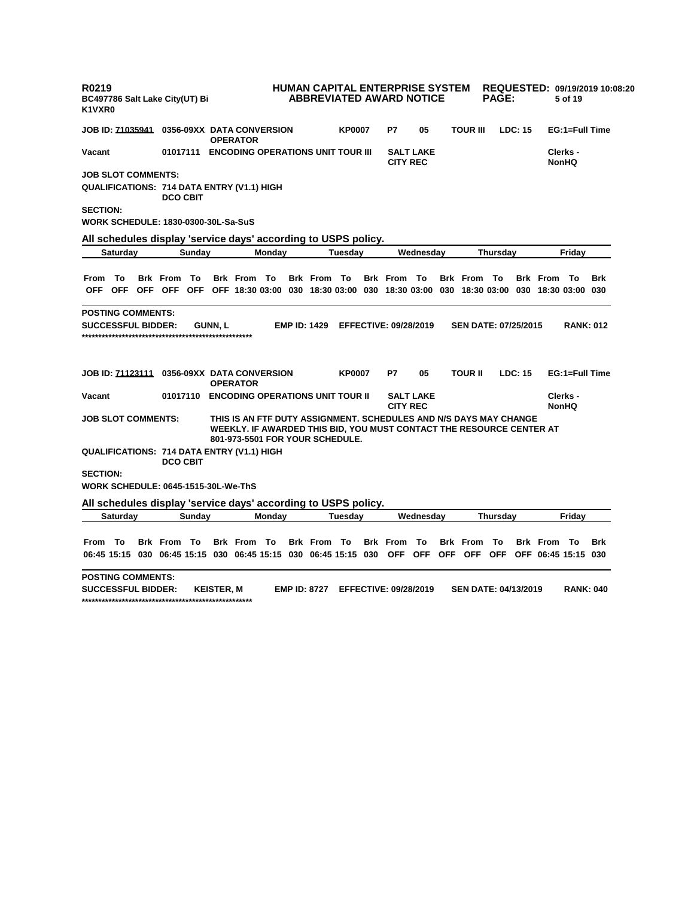JOB ID: 71035941 | 0356-09XX DATA CONVERSION OPERATOR | KP0007 | P7 | 05 | TOUR III | LDC: 15 | EG:1=Full Time

Vacant | 01017111 | ENCODING OPERATIONS UNIT TOUR III | SALT LAKE CITY REC | Clerks - NonHQ

**JOB SLOT COMMENTS:**

**QUALIFICATIONS:** 714 DATA ENTRY (V1.1) HIGH DCO CBIT

**SECTION:**

**WORK SCHEDULE:** 1830-0300-30L-Sa-SuS

**All schedules display 'service days' according to USPS policy.**

| Saturday | | | Sunday | | | Monday | | | Tuesday | | | Wednesday | | | Thursday | | | Friday | | |
|---|---|---|---|---|---|---|---|---|---|---|---|---|---|---|---|---|---|---|---|---|
| From | To | Brk | From | To | Brk | From | To | Brk | From | To | Brk | From | To | Brk | From | To | Brk | From | To | Brk |
| OFF | OFF | OFF | OFF | OFF | OFF | 18:30 | 03:00 | 030 | 18:30 | 03:00 | 030 | 18:30 | 03:00 | 030 | 18:30 | 03:00 | 030 | 18:30 | 03:00 | 030 |

**POSTING COMMENTS:**

**SUCCESSFUL BIDDER:** GUNN, L | EMP ID: 1429 | EFFECTIVE: 09/28/2019 | SEN DATE: 07/25/2015 | RANK: 012

****************************************************

JOB ID: 71123111 | 0356-09XX DATA CONVERSION OPERATOR | KP0007 | P7 | 05 | TOUR II | LDC: 15 | EG:1=Full Time

Vacant | 01017110 | ENCODING OPERATIONS UNIT TOUR II | SALT LAKE CITY REC | Clerks - NonHQ

**JOB SLOT COMMENTS:** THIS IS AN FTF DUTY ASSIGNMENT. SCHEDULES AND N/S DAYS MAY CHANGE WEEKLY. IF AWARDED THIS BID, YOU MUST CONTACT THE RESOURCE CENTER AT 801-973-5501 FOR YOUR SCHEDULE.

**QUALIFICATIONS:** 714 DATA ENTRY (V1.1) HIGH DCO CBIT

**SECTION:**

**WORK SCHEDULE:** 0645-1515-30L-We-ThS

**All schedules display 'service days' according to USPS policy.**

| Saturday | | | Sunday | | | Monday | | | Tuesday | | | Wednesday | | | Thursday | | | Friday | | |
|---|---|---|---|---|---|---|---|---|---|---|---|---|---|---|---|---|---|---|---|---|
| From | To | Brk | From | To | Brk | From | To | Brk | From | To | Brk | From | To | Brk | From | To | Brk | From | To | Brk |
| 06:45 | 15:15 | 030 | 06:45 | 15:15 | 030 | 06:45 | 15:15 | 030 | 06:45 | 15:15 | 030 | OFF | OFF | OFF | OFF | OFF | OFF | 06:45 | 15:15 | 030 |

**POSTING COMMENTS:**

**SUCCESSFUL BIDDER:** KEISTER, M | EMP ID: 8727 | EFFECTIVE: 09/28/2019 | SEN DATE: 04/13/2019 | RANK: 040

****************************************************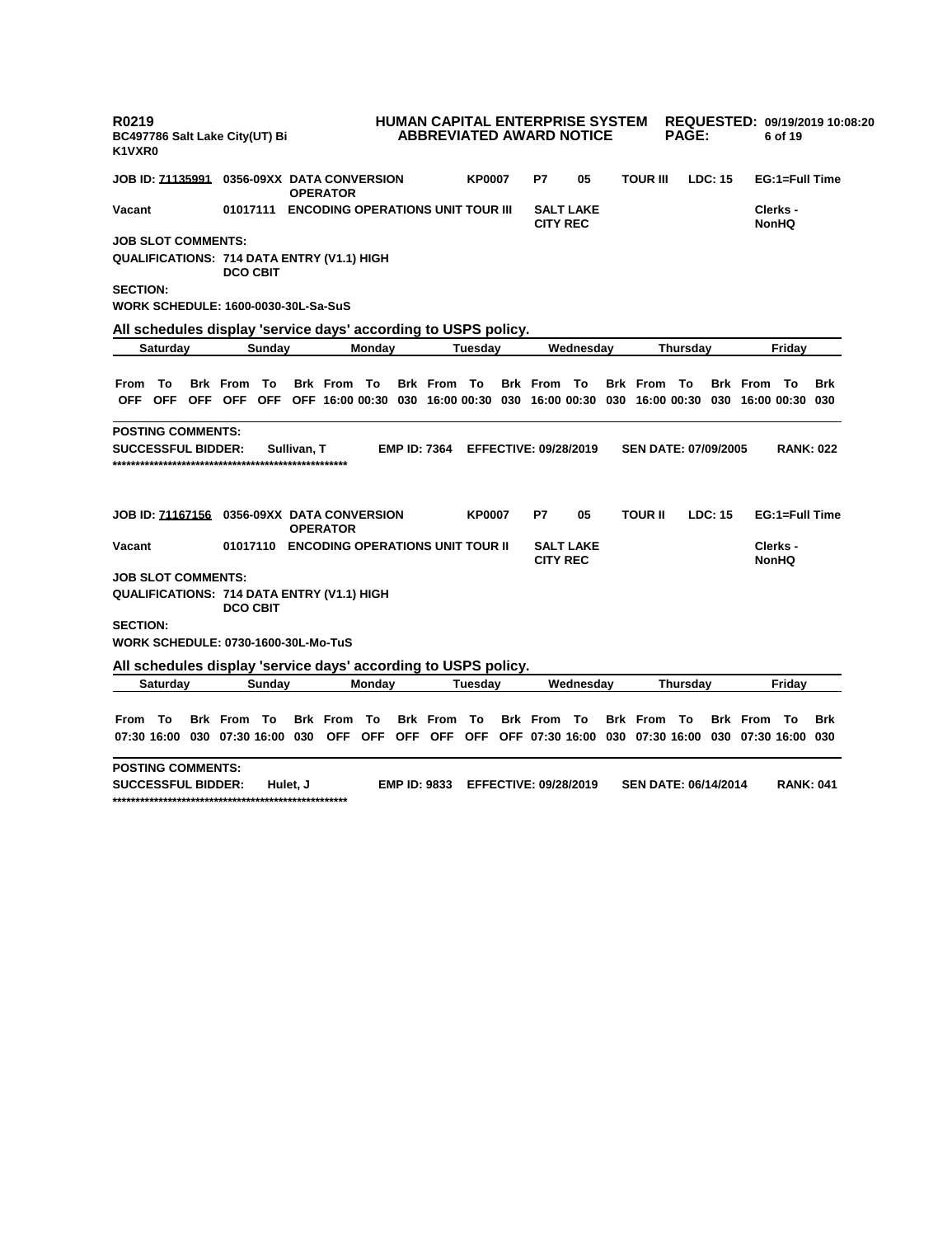R0219
BC497786 Salt Lake City(UT) Bi
K1VXR0

**HUMAN CAPITAL ENTERPRISE SYSTEM**
**ABBREVIATED AWARD NOTICE**

**REQUESTED: 09/19/2019 10:08:20**

**JOB ID: 71135991** **0356-09XX DATA CONVERSION OPERATOR** **KP0007** **P7** **05** **TOUR III** **LDC: 15** **EG:1=Full Time**

**Vacant** **01017111** **ENCODING OPERATIONS UNIT TOUR III** **SALT LAKE CITY REC** **Clerks - NonHQ**

**JOB SLOT COMMENTS:**

**QUALIFICATIONS: 714 DATA ENTRY (V1.1) HIGH DCO CBIT**

**SECTION:**

**WORK SCHEDULE: 1600-0030-30L-Sa-SuS**

**All schedules display 'service days' according to USPS policy.**

| Saturday | | | Sunday | | | Monday | | | Tuesday | | | Wednesday | | | Thursday | | | Friday | | |
|---|---|---|---|---|---|---|---|---|---|---|---|---|---|---|---|---|---|---|---|---|
| From | To | Brk | From | To | Brk | From | To | Brk | From | To | Brk | From | To | Brk | From | To | Brk | From | To | Brk |
| OFF | OFF | OFF | OFF | OFF | OFF | 16:00 | 00:30 | 030 | 16:00 | 00:30 | 030 | 16:00 | 00:30 | 030 | 16:00 | 00:30 | 030 | 16:00 | 00:30 | 030 |

**POSTING COMMENTS:**

**SUCCESSFUL BIDDER:** Sullivan, T **EMP ID: 7364** **EFFECTIVE: 09/28/2019** **SEN DATE: 07/09/2005** **RANK: 022**

**************************************************

**JOB ID: 71167156** **0356-09XX DATA CONVERSION OPERATOR** **KP0007** **P7** **05** **TOUR II** **LDC: 15** **EG:1=Full Time**

**Vacant** **01017110** **ENCODING OPERATIONS UNIT TOUR II** **SALT LAKE CITY REC** **Clerks - NonHQ**

**JOB SLOT COMMENTS:**

**QUALIFICATIONS: 714 DATA ENTRY (V1.1) HIGH DCO CBIT**

**SECTION:**

**WORK SCHEDULE: 0730-1600-30L-Mo-TuS**

**All schedules display 'service days' according to USPS policy.**

| Saturday | | | Sunday | | | Monday | | | Tuesday | | | Wednesday | | | Thursday | | | Friday | | |
|---|---|---|---|---|---|---|---|---|---|---|---|---|---|---|---|---|---|---|---|---|
| From | To | Brk | From | To | Brk | From | To | Brk | From | To | Brk | From | To | Brk | From | To | Brk | From | To | Brk |
| 07:30 | 16:00 | 030 | 07:30 | 16:00 | 030 | OFF | OFF | OFF | OFF | OFF | OFF | 07:30 | 16:00 | 030 | 07:30 | 16:00 | 030 | 07:30 | 16:00 | 030 |

**POSTING COMMENTS:**

**SUCCESSFUL BIDDER:** Hulet, J **EMP ID: 9833** **EFFECTIVE: 09/28/2019** **SEN DATE: 06/14/2014** **RANK: 041**

**************************************************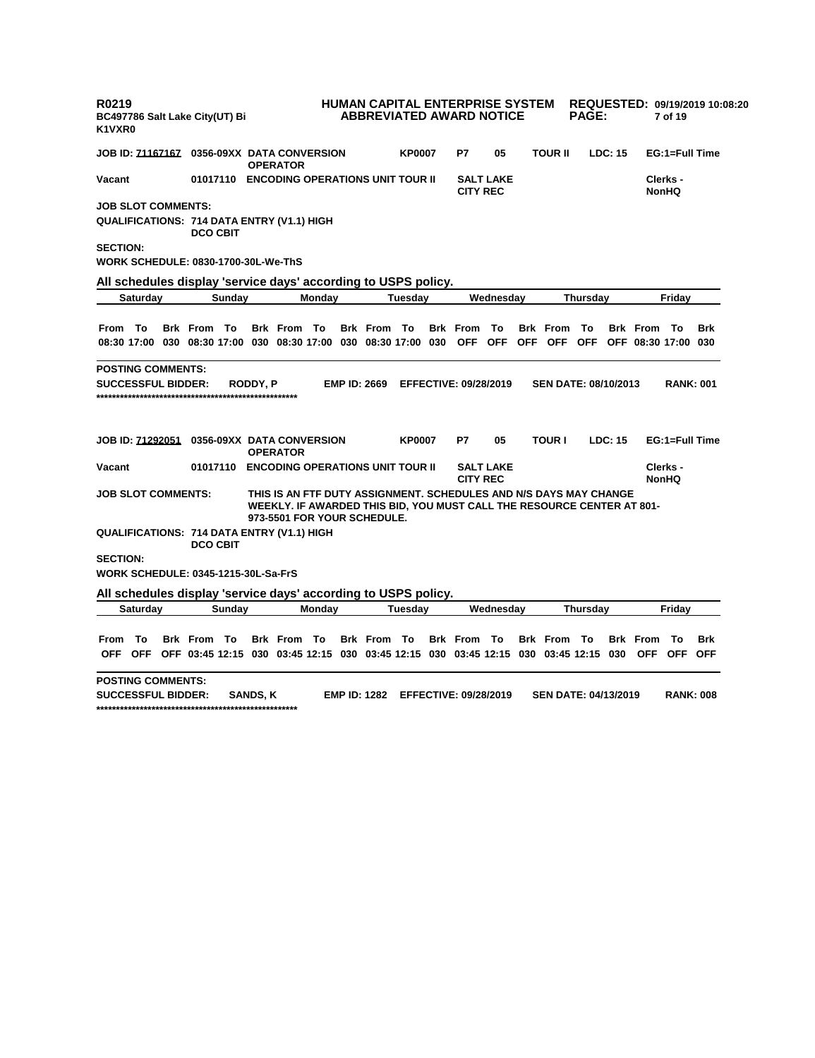R0219
BC497786 Salt Lake City(UT) Bi
K1VXR0

**HUMAN CAPITAL ENTERPRISE SYSTEM**
**ABBREVIATED AWARD NOTICE**

**REQUESTED:** 09/19/2019 10:08:20

**JOB ID: 71167167** 0356-09XX DATA CONVERSION OPERATOR | KP0007 | P7 | 05 | TOUR II | LDC: 15 | EG:1=Full Time

**Vacant** | 01017110 | ENCODING OPERATIONS UNIT TOUR II | SALT LAKE CITY REC | Clerks - NonHQ

**JOB SLOT COMMENTS:**

**QUALIFICATIONS:** 714 DATA ENTRY (V1.1) HIGH
DCO CBIT

**SECTION:**

**WORK SCHEDULE:** 0830-1700-30L-We-ThS

**All schedules display 'service days' according to USPS policy.**

| Saturday | | | Sunday | | | Monday | | | Tuesday | | | Wednesday | | | Thursday | | | Friday | | |
|---|---|---|---|---|---|---|---|---|---|---|---|---|---|---|---|---|---|---|---|---|
| From | To | Brk | From | To | Brk | From | To | Brk | From | To | Brk | From | To | Brk | From | To | Brk | From | To | Brk |
| 08:30 | 17:00 | 030 | 08:30 | 17:00 | 030 | 08:30 | 17:00 | 030 | 08:30 | 17:00 | 030 | OFF | OFF | OFF | OFF | OFF | OFF | 08:30 | 17:00 | 030 |

**POSTING COMMENTS:**

**SUCCESSFUL BIDDER:** RODDY, P | **EMP ID:** 2669 | **EFFECTIVE:** 09/28/2019 | **SEN DATE:** 08/10/2013 | **RANK:** 001

****************************************************

**JOB ID: 71292051** 0356-09XX DATA CONVERSION OPERATOR | KP0007 | P7 | 05 | TOUR I | LDC: 15 | EG:1=Full Time

**Vacant** | 01017110 | ENCODING OPERATIONS UNIT TOUR II | SALT LAKE CITY REC | Clerks - NonHQ

**JOB SLOT COMMENTS:** THIS IS AN FTF DUTY ASSIGNMENT. SCHEDULES AND N/S DAYS MAY CHANGE WEEKLY. IF AWARDED THIS BID, YOU MUST CALL THE RESOURCE CENTER AT 801-973-5501 FOR YOUR SCHEDULE.

**QUALIFICATIONS:** 714 DATA ENTRY (V1.1) HIGH
DCO CBIT

**SECTION:**

**WORK SCHEDULE:** 0345-1215-30L-Sa-FrS

**All schedules display 'service days' according to USPS policy.**

| Saturday | | | Sunday | | | Monday | | | Tuesday | | | Wednesday | | | Thursday | | | Friday | | |
|---|---|---|---|---|---|---|---|---|---|---|---|---|---|---|---|---|---|---|---|---|
| From | To | Brk | From | To | Brk | From | To | Brk | From | To | Brk | From | To | Brk | From | To | Brk | From | To | Brk |
| OFF | OFF | OFF | 03:45 | 12:15 | 030 | 03:45 | 12:15 | 030 | 03:45 | 12:15 | 030 | 03:45 | 12:15 | 030 | 03:45 | 12:15 | 030 | OFF | OFF | OFF |

**POSTING COMMENTS:**

**SUCCESSFUL BIDDER:** SANDS, K | **EMP ID:** 1282 | **EFFECTIVE:** 09/28/2019 | **SEN DATE:** 04/13/2019 | **RANK:** 008

****************************************************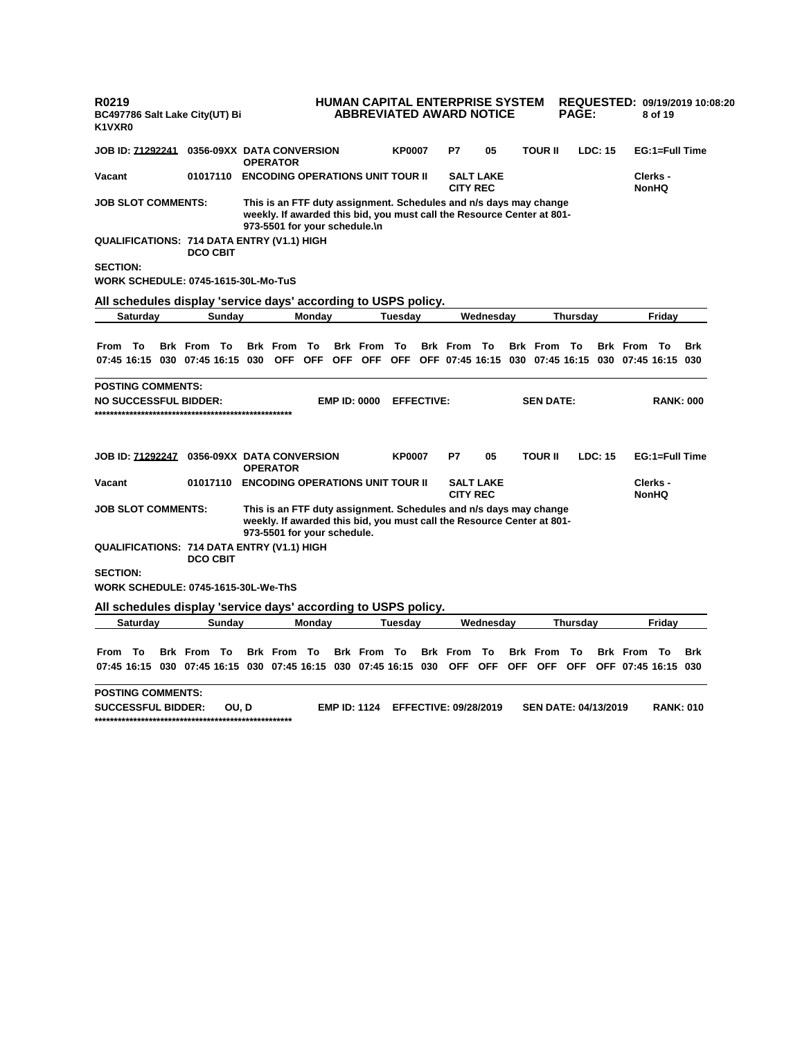**JOB ID: 71292241** 0356-09XX DATA CONVERSION OPERATOR | KP0007 | P7 | 05 | TOUR II | LDC: 15 | EG:1=Full Time

**Vacant** 01017110 ENCODING OPERATIONS UNIT TOUR II | SALT LAKE CITY REC | Clerks - NonHQ

**JOB SLOT COMMENTS:** This is an FTF duty assignment. Schedules and n/s days may change weekly. If awarded this bid, you must call the Resource Center at 801-973-5501 for your schedule.\n

**QUALIFICATIONS:** 714 DATA ENTRY (V1.1) HIGH DCO CBIT

**SECTION:**

**WORK SCHEDULE:** 0745-1615-30L-Mo-TuS

**All schedules display 'service days' according to USPS policy.**

| Saturday | | | Sunday | | | Monday | | | Tuesday | | | Wednesday | | | Thursday | | | Friday | | |
|---|---|---|---|---|---|---|---|---|---|---|---|---|---|---|---|---|---|---|---|---|
| From | To | Brk | From | To | Brk | From | To | Brk | From | To | Brk | From | To | Brk | From | To | Brk | From | To | Brk |
| 07:45 | 16:15 | 030 | 07:45 | 16:15 | 030 | OFF | OFF | OFF | OFF | OFF | OFF | 07:45 | 16:15 | 030 | 07:45 | 16:15 | 030 | 07:45 | 16:15 | 030 |

**POSTING COMMENTS:**

**NO SUCCESSFUL BIDDER:** | **EMP ID:** 0000 | **EFFECTIVE:** | **SEN DATE:** | **RANK:** 000

****************************************************

**JOB ID: 71292247** 0356-09XX DATA CONVERSION OPERATOR | KP0007 | P7 | 05 | TOUR II | LDC: 15 | EG:1=Full Time

**Vacant** 01017110 ENCODING OPERATIONS UNIT TOUR II | SALT LAKE CITY REC | Clerks - NonHQ

**JOB SLOT COMMENTS:** This is an FTF duty assignment. Schedules and n/s days may change weekly. If awarded this bid, you must call the Resource Center at 801-973-5501 for your schedule.

**QUALIFICATIONS:** 714 DATA ENTRY (V1.1) HIGH DCO CBIT

**SECTION:**

**WORK SCHEDULE:** 0745-1615-30L-We-ThS

**All schedules display 'service days' according to USPS policy.**

| Saturday | | | Sunday | | | Monday | | | Tuesday | | | Wednesday | | | Thursday | | | Friday | | |
|---|---|---|---|---|---|---|---|---|---|---|---|---|---|---|---|---|---|---|---|---|
| From | To | Brk | From | To | Brk | From | To | Brk | From | To | Brk | From | To | Brk | From | To | Brk | From | To | Brk |
| 07:45 | 16:15 | 030 | 07:45 | 16:15 | 030 | 07:45 | 16:15 | 030 | 07:45 | 16:15 | 030 | OFF | OFF | OFF | OFF | OFF | OFF | 07:45 | 16:15 | 030 |

**POSTING COMMENTS:**

**SUCCESSFUL BIDDER:** OU, D | **EMP ID:** 1124 | **EFFECTIVE:** 09/28/2019 | **SEN DATE:** 04/13/2019 | **RANK:** 010

****************************************************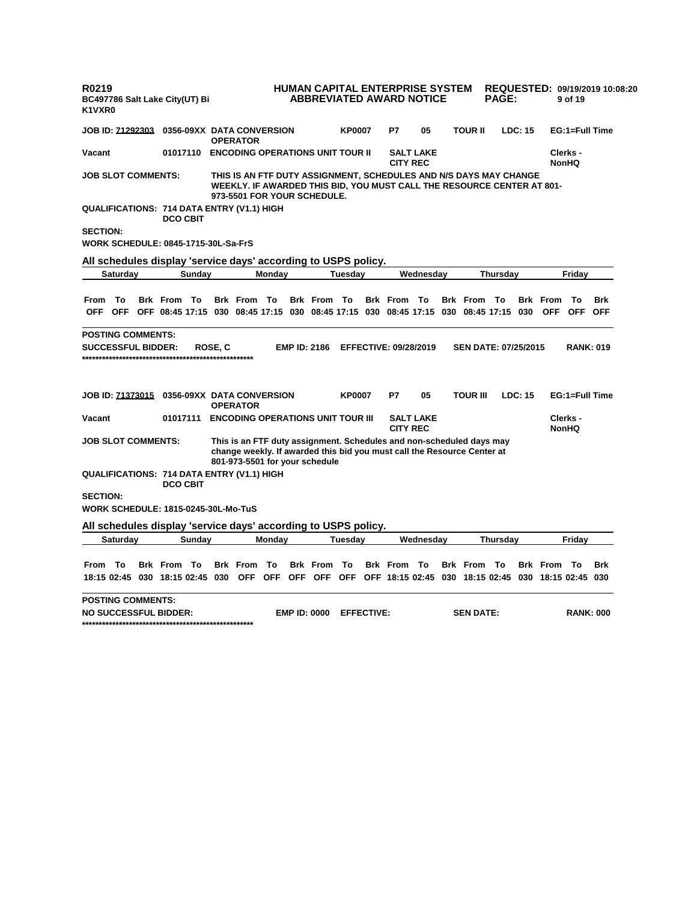**R0219** **HUMAN CAPITAL ENTERPRISE SYSTEM** **REQUESTED: 09/19/2019 10:08:20**
**BC497786 Salt Lake City(UT) Bi** **ABBREVIATED AWARD NOTICE**
**K1VXR0**

**JOB ID: 71292303** **0356-09XX DATA CONVERSION OPERATOR** **KP0007** **P7** **05** **TOUR II** **LDC: 15** **EG:1=Full Time**

**Vacant** **01017110** **ENCODING OPERATIONS UNIT TOUR II** **SALT LAKE CITY REC** **Clerks - NonHQ**

**JOB SLOT COMMENTS:** **THIS IS AN FTF DUTY ASSIGNMENT, SCHEDULES AND N/S DAYS MAY CHANGE WEEKLY. IF AWARDED THIS BID, YOU MUST CALL THE RESOURCE CENTER AT 801-973-5501 FOR YOUR SCHEDULE.**

**QUALIFICATIONS: 714 DATA ENTRY (V1.1) HIGH DCO CBIT**

**SECTION:**

**WORK SCHEDULE: 0845-1715-30L-Sa-FrS**

**All schedules display 'service days' according to USPS policy.**

| Saturday | | | Sunday | | | Monday | | | Tuesday | | | Wednesday | | | Thursday | | | Friday | | |
|---|---|---|---|---|---|---|---|---|---|---|---|---|---|---|---|---|---|---|---|---|
| From | To | Brk | From | To | Brk | From | To | Brk | From | To | Brk | From | To | Brk | From | To | Brk | From | To | Brk |
| OFF | OFF | OFF | 08:45 | 17:15 | 030 | 08:45 | 17:15 | 030 | 08:45 | 17:15 | 030 | 08:45 | 17:15 | 030 | 08:45 | 17:15 | 030 | OFF | OFF | OFF |

**POSTING COMMENTS:**

**SUCCESSFUL BIDDER:** **ROSE, C** **EMP ID: 2186** **EFFECTIVE: 09/28/2019** **SEN DATE: 07/25/2015** **RANK: 019**

**JOB ID: 71373015** **0356-09XX DATA CONVERSION OPERATOR** **KP0007** **P7** **05** **TOUR III** **LDC: 15** **EG:1=Full Time**

**Vacant** **01017111** **ENCODING OPERATIONS UNIT TOUR III** **SALT LAKE CITY REC** **Clerks - NonHQ**

**JOB SLOT COMMENTS:** **This is an FTF duty assignment. Schedules and non-scheduled days may change weekly. If awarded this bid you must call the Resource Center at 801-973-5501 for your schedule**

**QUALIFICATIONS: 714 DATA ENTRY (V1.1) HIGH DCO CBIT**

**SECTION:**

**WORK SCHEDULE: 1815-0245-30L-Mo-TuS**

**All schedules display 'service days' according to USPS policy.**

| Saturday | | | Sunday | | | Monday | | | Tuesday | | | Wednesday | | | Thursday | | | Friday | | |
|---|---|---|---|---|---|---|---|---|---|---|---|---|---|---|---|---|---|---|---|---|
| From | To | Brk | From | To | Brk | From | To | Brk | From | To | Brk | From | To | Brk | From | To | Brk | From | To | Brk |
| 18:15 | 02:45 | 030 | 18:15 | 02:45 | 030 | OFF | OFF | OFF | OFF | OFF | OFF | 18:15 | 02:45 | 030 | 18:15 | 02:45 | 030 | 18:15 | 02:45 | 030 |

**POSTING COMMENTS:**

**NO SUCCESSFUL BIDDER:** **EMP ID: 0000** **EFFECTIVE:** **SEN DATE:** **RANK: 000**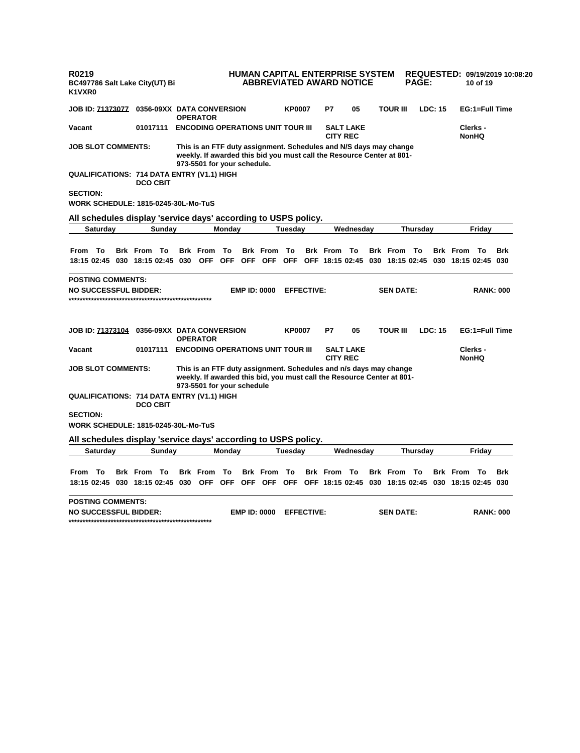JOB ID: 71373077 0356-09XX DATA CONVERSION OPERATOR KP0007 P7 05 TOUR III LDC: 15 EG:1=Full Time

Vacant 01017111 ENCODING OPERATIONS UNIT TOUR III SALT LAKE CITY REC Clerks - NonHQ

JOB SLOT COMMENTS: This is an FTF duty assignment. Schedules and N/S days may change weekly. If awarded this bid you must call the Resource Center at 801-973-5501 for your schedule.

QUALIFICATIONS: 714 DATA ENTRY (V1.1) HIGH DCO CBIT

SECTION:

WORK SCHEDULE: 1815-0245-30L-Mo-TuS

All schedules display 'service days' according to USPS policy.

| Saturday | | | Sunday | | | Monday | | | Tuesday | | | Wednesday | | | Thursday | | | Friday | | |
|---|---|---|---|---|---|---|---|---|---|---|---|---|---|---|---|---|---|---|---|---|
| From | To | Brk | From | To | Brk | From | To | Brk | From | To | Brk | From | To | Brk | From | To | Brk | From | To | Brk |
| 18:15 | 02:45 | 030 | 18:15 | 02:45 | 030 | OFF | OFF | OFF | OFF | OFF | OFF | 18:15 | 02:45 | 030 | 18:15 | 02:45 | 030 | 18:15 | 02:45 | 030 |

POSTING COMMENTS:

NO SUCCESSFUL BIDDER: EMP ID: 0000 EFFECTIVE: SEN DATE: RANK: 000

****************************************************

JOB ID: 71373104 0356-09XX DATA CONVERSION OPERATOR KP0007 P7 05 TOUR III LDC: 15 EG:1=Full Time

Vacant 01017111 ENCODING OPERATIONS UNIT TOUR III SALT LAKE CITY REC Clerks - NonHQ

JOB SLOT COMMENTS: This is an FTF duty assignment. Schedules and n/s days may change weekly. If awarded this bid, you must call the Resource Center at 801-973-5501 for your schedule

QUALIFICATIONS: 714 DATA ENTRY (V1.1) HIGH DCO CBIT

SECTION:

WORK SCHEDULE: 1815-0245-30L-Mo-TuS

All schedules display 'service days' according to USPS policy.

| Saturday | | | Sunday | | | Monday | | | Tuesday | | | Wednesday | | | Thursday | | | Friday | | |
|---|---|---|---|---|---|---|---|---|---|---|---|---|---|---|---|---|---|---|---|---|
| From | To | Brk | From | To | Brk | From | To | Brk | From | To | Brk | From | To | Brk | From | To | Brk | From | To | Brk |
| 18:15 | 02:45 | 030 | 18:15 | 02:45 | 030 | OFF | OFF | OFF | OFF | OFF | OFF | 18:15 | 02:45 | 030 | 18:15 | 02:45 | 030 | 18:15 | 02:45 | 030 |

POSTING COMMENTS:

NO SUCCESSFUL BIDDER: EMP ID: 0000 EFFECTIVE: SEN DATE: RANK: 000

****************************************************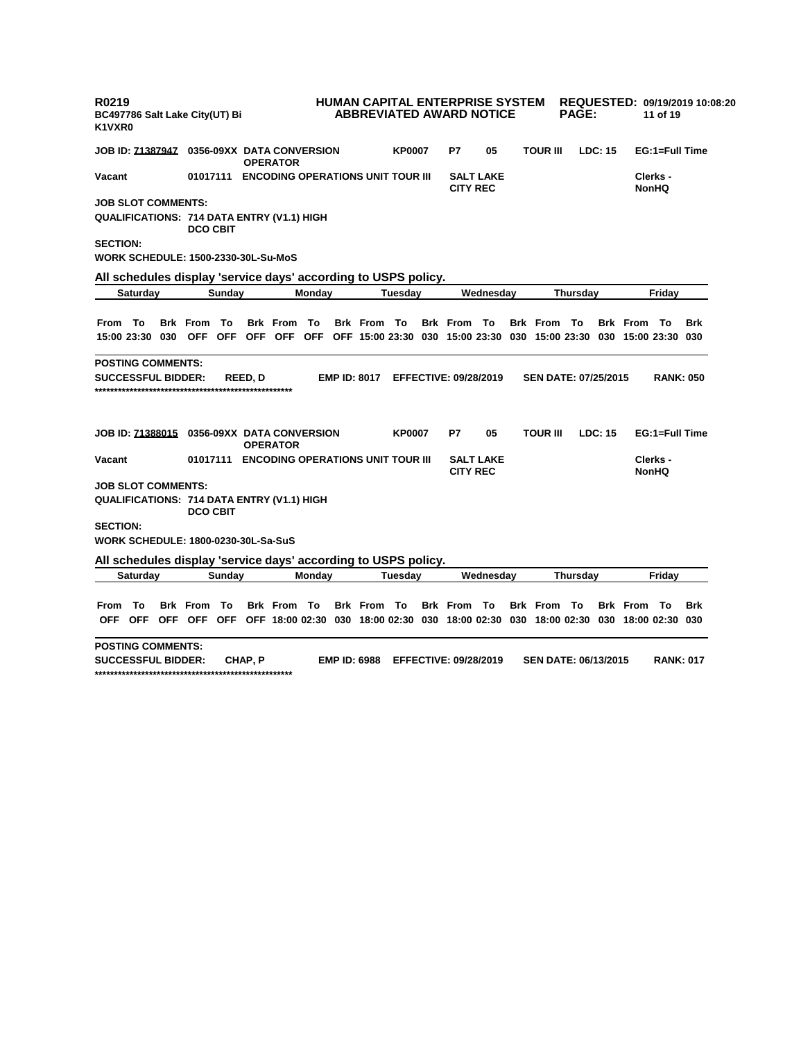R0219
BC497786 Salt Lake City(UT) Bi
K1VXR0

**HUMAN CAPITAL ENTERPRISE SYSTEM**
**ABBREVIATED AWARD NOTICE**

**REQUESTED:** 09/19/2019 10:08:20

**JOB ID: 71387947** 0356-09XX DATA CONVERSION OPERATOR | KP0007 | P7 | 05 | TOUR III | LDC: 15 | EG:1=Full Time

**Vacant** | 01017111 ENCODING OPERATIONS UNIT TOUR III | SALT LAKE CITY REC | Clerks - NonHQ

**JOB SLOT COMMENTS:**

**QUALIFICATIONS:** 714 DATA ENTRY (V1.1) HIGH DCO CBIT

**SECTION:**

**WORK SCHEDULE:** 1500-2330-30L-Su-MoS

**All schedules display 'service days' according to USPS policy.**

| Saturday | | | Sunday | | | Monday | | | Tuesday | | | Wednesday | | | Thursday | | | Friday | | |
|---|---|---|---|---|---|---|---|---|---|---|---|---|---|---|---|---|---|---|---|---|
| From | To | Brk | From | To | Brk | From | To | Brk | From | To | Brk | From | To | Brk | From | To | Brk | From | To | Brk |
| 15:00 | 23:30 | 030 | OFF | OFF | OFF | OFF | OFF | OFF | 15:00 | 23:30 | 030 | 15:00 | 23:30 | 030 | 15:00 | 23:30 | 030 | 15:00 | 23:30 | 030 |

**POSTING COMMENTS:**

**SUCCESSFUL BIDDER:** REED, D | **EMP ID:** 8017 | **EFFECTIVE:** 09/28/2019 | **SEN DATE:** 07/25/2015 | **RANK:** 050

****************************************************

**JOB ID: 71388015** 0356-09XX DATA CONVERSION OPERATOR | KP0007 | P7 | 05 | TOUR III | LDC: 15 | EG:1=Full Time

**Vacant** | 01017111 ENCODING OPERATIONS UNIT TOUR III | SALT LAKE CITY REC | Clerks - NonHQ

**JOB SLOT COMMENTS:**

**QUALIFICATIONS:** 714 DATA ENTRY (V1.1) HIGH DCO CBIT

**SECTION:**

**WORK SCHEDULE:** 1800-0230-30L-Sa-SuS

**All schedules display 'service days' according to USPS policy.**

| Saturday | | | Sunday | | | Monday | | | Tuesday | | | Wednesday | | | Thursday | | | Friday | | |
|---|---|---|---|---|---|---|---|---|---|---|---|---|---|---|---|---|---|---|---|---|
| From | To | Brk | From | To | Brk | From | To | Brk | From | To | Brk | From | To | Brk | From | To | Brk | From | To | Brk |
| OFF | OFF | OFF | OFF | OFF | OFF | 18:00 | 02:30 | 030 | 18:00 | 02:30 | 030 | 18:00 | 02:30 | 030 | 18:00 | 02:30 | 030 | 18:00 | 02:30 | 030 |

**POSTING COMMENTS:**

**SUCCESSFUL BIDDER:** CHAP, P | **EMP ID:** 6988 | **EFFECTIVE:** 09/28/2019 | **SEN DATE:** 06/13/2015 | **RANK:** 017

****************************************************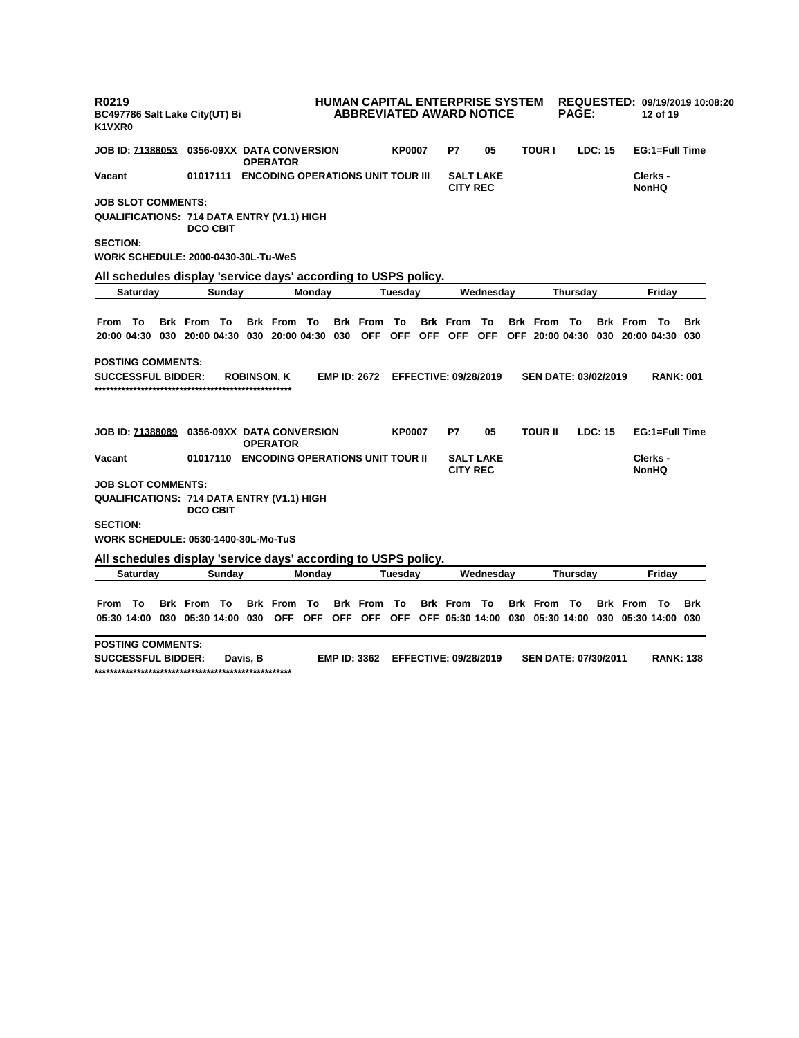**R0219**
**BC497786 Salt Lake City(UT) Bi**
**K1VXR0**

**HUMAN CAPITAL ENTERPRISE SYSTEM**
**ABBREVIATED AWARD NOTICE**

**REQUESTED: 09/19/2019 10:08:20**

**JOB ID: 71388053 0356-09XX DATA CONVERSION OPERATOR KP0007 P7 05 TOUR I LDC: 15 EG:1=Full Time**

**Vacant 01017111 ENCODING OPERATIONS UNIT TOUR III SALT LAKE CITY REC Clerks - NonHQ**

**JOB SLOT COMMENTS:**

**QUALIFICATIONS: 714 DATA ENTRY (V1.1) HIGH DCO CBIT**

**SECTION:**

**WORK SCHEDULE: 2000-0430-30L-Tu-WeS**

**All schedules display 'service days' according to USPS policy.**

| Saturday | | | Sunday | | | Monday | | | Tuesday | | | Wednesday | | | Thursday | | | Friday | | |
|---|---|---|---|---|---|---|---|---|---|---|---|---|---|---|---|---|---|---|---|---|
| From | To | Brk | From | To | Brk | From | To | Brk | From | To | Brk | From | To | Brk | From | To | Brk | From | To | Brk |
| 20:00 | 04:30 | 030 | 20:00 | 04:30 | 030 | 20:00 | 04:30 | 030 | OFF | OFF | OFF | OFF | OFF | OFF | 20:00 | 04:30 | 030 | 20:00 | 04:30 | 030 |

**POSTING COMMENTS:**

**SUCCESSFUL BIDDER: ROBINSON, K EMP ID: 2672 EFFECTIVE: 09/28/2019 SEN DATE: 03/02/2019 RANK: 001**

**************************************************

**JOB ID: 71388089 0356-09XX DATA CONVERSION OPERATOR KP0007 P7 05 TOUR II LDC: 15 EG:1=Full Time**

**Vacant 01017110 ENCODING OPERATIONS UNIT TOUR II SALT LAKE CITY REC Clerks - NonHQ**

**JOB SLOT COMMENTS:**

**QUALIFICATIONS: 714 DATA ENTRY (V1.1) HIGH DCO CBIT**

**SECTION:**

**WORK SCHEDULE: 0530-1400-30L-Mo-TuS**

**All schedules display 'service days' according to USPS policy.**

| Saturday | | | Sunday | | | Monday | | | Tuesday | | | Wednesday | | | Thursday | | | Friday | | |
|---|---|---|---|---|---|---|---|---|---|---|---|---|---|---|---|---|---|---|---|---|
| From | To | Brk | From | To | Brk | From | To | Brk | From | To | Brk | From | To | Brk | From | To | Brk | From | To | Brk |
| 05:30 | 14:00 | 030 | 05:30 | 14:00 | 030 | OFF | OFF | OFF | OFF | OFF | OFF | 05:30 | 14:00 | 030 | 05:30 | 14:00 | 030 | 05:30 | 14:00 | 030 |

**POSTING COMMENTS:**

**SUCCESSFUL BIDDER: Davis, B EMP ID: 3362 EFFECTIVE: 09/28/2019 SEN DATE: 07/30/2011 RANK: 138**

**************************************************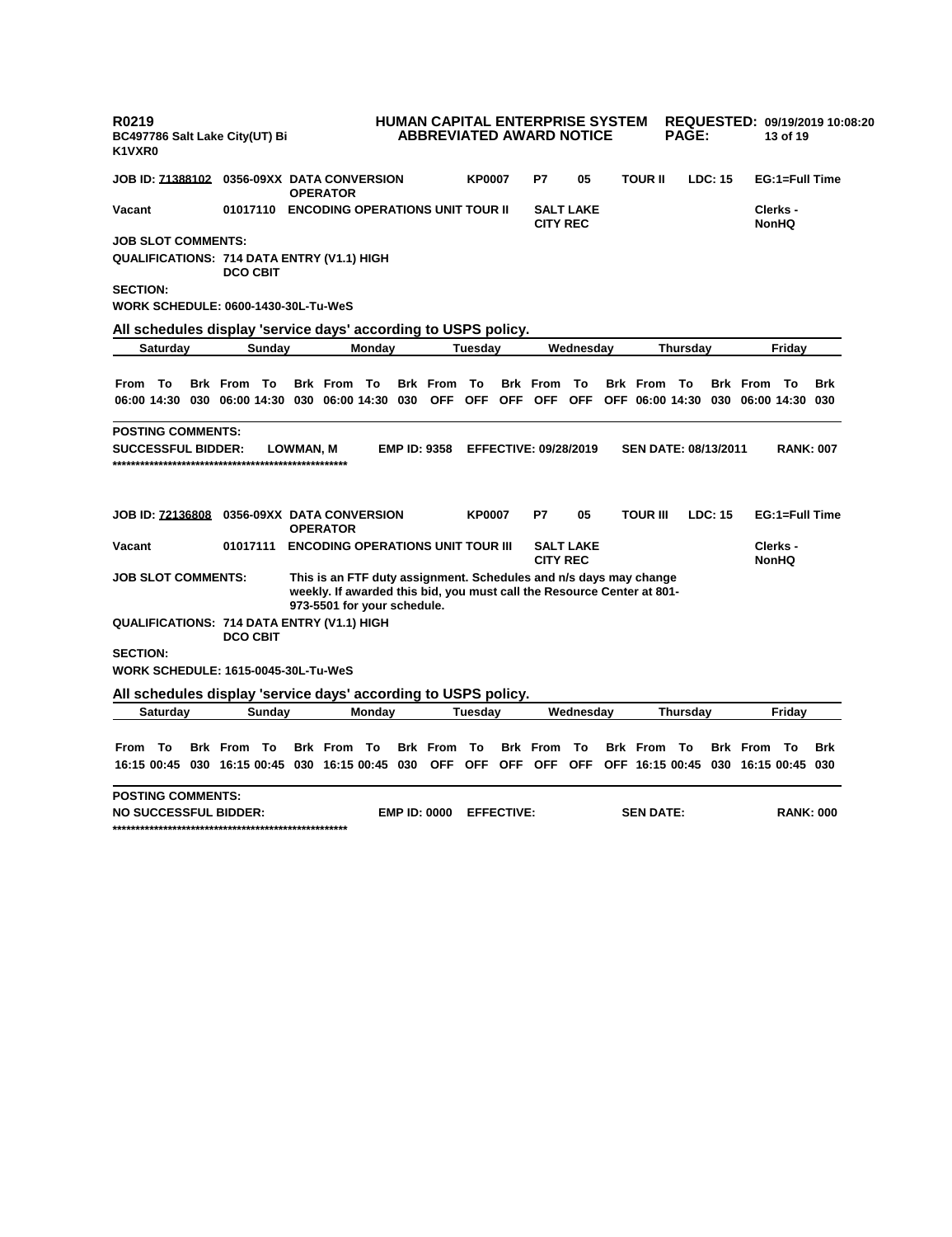**R0219** **HUMAN CAPITAL ENTERPRISE SYSTEM** **REQUESTED: 09/19/2019 10:08:20**
**BC497786 Salt Lake City(UT) Bi** **ABBREVIATED AWARD NOTICE**
**K1VXR0**

**JOB ID: 71388102** **0356-09XX DATA CONVERSION OPERATOR** **KP0007** **P7** **05** **TOUR II** **LDC: 15** **EG:1=Full Time**
**Vacant** **01017110** **ENCODING OPERATIONS UNIT TOUR II** **SALT LAKE CITY REC** **Clerks - NonHQ**

**JOB SLOT COMMENTS:**

**QUALIFICATIONS: 714 DATA ENTRY (V1.1) HIGH DCO CBIT**

**SECTION:**

**WORK SCHEDULE: 0600-1430-30L-Tu-WeS**

**All schedules display 'service days' according to USPS policy.**

| Saturday | | | Sunday | | | Monday | | | Tuesday | | | Wednesday | | | Thursday | | | Friday | | |
|---|---|---|---|---|---|---|---|---|---|---|---|---|---|---|---|---|---|---|---|---|
| From | To | Brk | From | To | Brk | From | To | Brk | From | To | Brk | From | To | Brk | From | To | Brk | From | To | Brk |
| 06:00 | 14:30 | 030 | 06:00 | 14:30 | 030 | 06:00 | 14:30 | 030 | OFF | OFF | OFF | OFF | OFF | OFF | 06:00 | 14:30 | 030 | 06:00 | 14:30 | 030 |

**POSTING COMMENTS:**

**SUCCESSFUL BIDDER:** **LOWMAN, M** **EMP ID: 9358** **EFFECTIVE: 09/28/2019** **SEN DATE: 08/13/2011** **RANK: 007**

**\*\*\*\*\*\*\*\*\*\*\*\*\*\*\*\*\*\*\*\*\*\*\*\*\*\*\*\*\*\*\*\*\*\*\*\*\*\*\*\*\*\*\*\*\*\*\*\*\*\*\***

**JOB ID: 72136808** **0356-09XX DATA CONVERSION OPERATOR** **KP0007** **P7** **05** **TOUR III** **LDC: 15** **EG:1=Full Time**
**Vacant** **01017111** **ENCODING OPERATIONS UNIT TOUR III** **SALT LAKE CITY REC** **Clerks - NonHQ**

**JOB SLOT COMMENTS:** **This is an FTF duty assignment. Schedules and n/s days may change weekly. If awarded this bid, you must call the Resource Center at 801-973-5501 for your schedule.**

**QUALIFICATIONS: 714 DATA ENTRY (V1.1) HIGH DCO CBIT**

**SECTION:**

**WORK SCHEDULE: 1615-0045-30L-Tu-WeS**

**All schedules display 'service days' according to USPS policy.**

| Saturday | | | Sunday | | | Monday | | | Tuesday | | | Wednesday | | | Thursday | | | Friday | | |
|---|---|---|---|---|---|---|---|---|---|---|---|---|---|---|---|---|---|---|---|---|
| From | To | Brk | From | To | Brk | From | To | Brk | From | To | Brk | From | To | Brk | From | To | Brk | From | To | Brk |
| 16:15 | 00:45 | 030 | 16:15 | 00:45 | 030 | 16:15 | 00:45 | 030 | OFF | OFF | OFF | OFF | OFF | OFF | 16:15 | 00:45 | 030 | 16:15 | 00:45 | 030 |

**POSTING COMMENTS:**

**NO SUCCESSFUL BIDDER:** **EMP ID: 0000** **EFFECTIVE:** **SEN DATE:** **RANK: 000**

**\*\*\*\*\*\*\*\*\*\*\*\*\*\*\*\*\*\*\*\*\*\*\*\*\*\*\*\*\*\*\*\*\*\*\*\*\*\*\*\*\*\*\*\*\*\*\*\*\*\*\***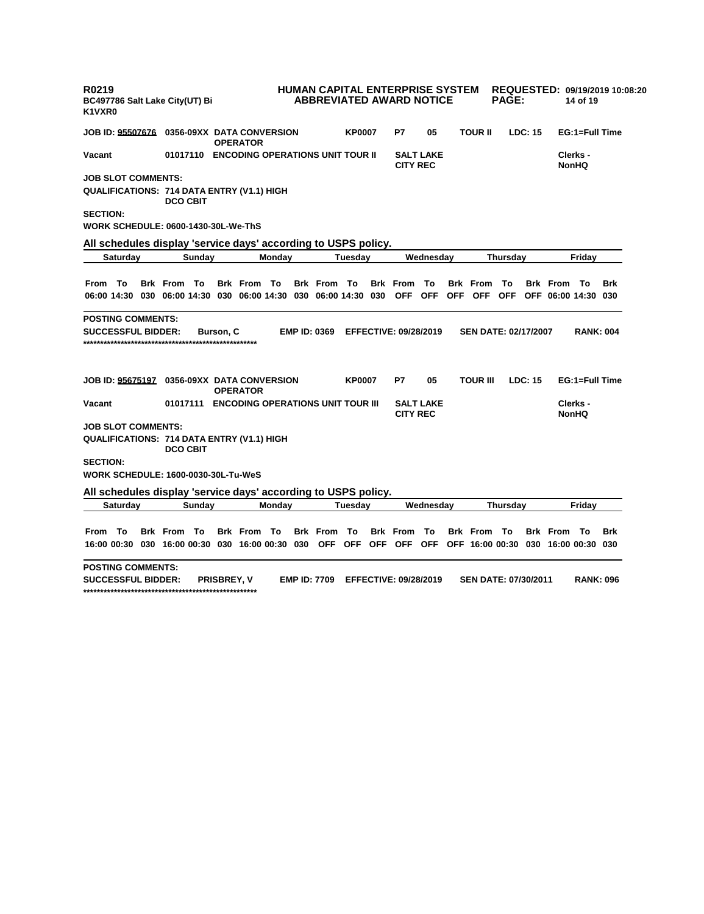**R0219** **HUMAN CAPITAL ENTERPRISE SYSTEM** **REQUESTED: 09/19/2019 10:08:20**
**BC497786 Salt Lake City(UT) Bi** **ABBREVIATED AWARD NOTICE**
**K1VXR0**

**JOB ID: 95507676** **0356-09XX DATA CONVERSION OPERATOR** **KP0007** **P7** **05** **TOUR II** **LDC: 15** **EG:1=Full Time**

**Vacant** **01017110** **ENCODING OPERATIONS UNIT TOUR II** **SALT LAKE CITY REC** **Clerks - NonHQ**

**JOB SLOT COMMENTS:**

**QUALIFICATIONS: 714 DATA ENTRY (V1.1) HIGH DCO CBIT**

**SECTION:**

**WORK SCHEDULE: 0600-1430-30L-We-ThS**

**All schedules display 'service days' according to USPS policy.**

| Saturday | | | Sunday | | | Monday | | | Tuesday | | | Wednesday | | | Thursday | | | Friday | | |
|---|---|---|---|---|---|---|---|---|---|---|---|---|---|---|---|---|---|---|---|---|
| From | To | Brk | From | To | Brk | From | To | Brk | From | To | Brk | From | To | Brk | From | To | Brk | From | To | Brk |
| 06:00 | 14:30 | 030 | 06:00 | 14:30 | 030 | 06:00 | 14:30 | 030 | 06:00 | 14:30 | 030 | OFF | OFF | OFF | OFF | OFF | OFF | 06:00 | 14:30 | 030 |

**POSTING COMMENTS:**

**SUCCESSFUL BIDDER:** **Burson, C** **EMP ID: 0369** **EFFECTIVE: 09/28/2019** **SEN DATE: 02/17/2007** **RANK: 004**

**JOB ID: 95675197** **0356-09XX DATA CONVERSION OPERATOR** **KP0007** **P7** **05** **TOUR III** **LDC: 15** **EG:1=Full Time**

**Vacant** **01017111** **ENCODING OPERATIONS UNIT TOUR III** **SALT LAKE CITY REC** **Clerks - NonHQ**

**JOB SLOT COMMENTS:**

**QUALIFICATIONS: 714 DATA ENTRY (V1.1) HIGH DCO CBIT**

**SECTION:**

**WORK SCHEDULE: 1600-0030-30L-Tu-WeS**

**All schedules display 'service days' according to USPS policy.**

| Saturday | | | Sunday | | | Monday | | | Tuesday | | | Wednesday | | | Thursday | | | Friday | | |
|---|---|---|---|---|---|---|---|---|---|---|---|---|---|---|---|---|---|---|---|---|
| From | To | Brk | From | To | Brk | From | To | Brk | From | To | Brk | From | To | Brk | From | To | Brk | From | To | Brk |
| 16:00 | 00:30 | 030 | 16:00 | 00:30 | 030 | 16:00 | 00:30 | 030 | OFF | OFF | OFF | OFF | OFF | OFF | 16:00 | 00:30 | 030 | 16:00 | 00:30 | 030 |

**POSTING COMMENTS:**

**SUCCESSFUL BIDDER:** **PRISBREY, V** **EMP ID: 7709** **EFFECTIVE: 09/28/2019** **SEN DATE: 07/30/2011** **RANK: 096**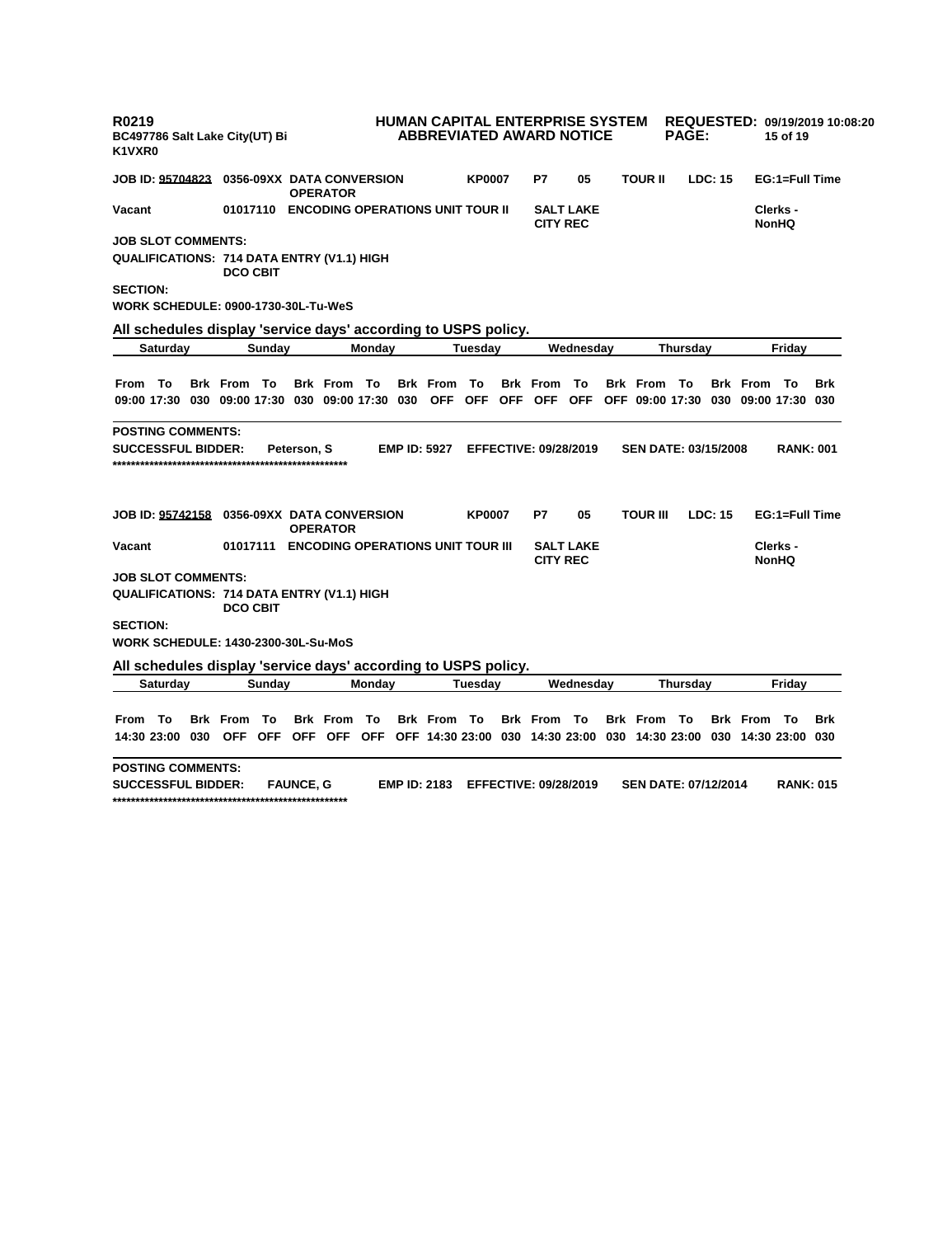**JOB ID: 95704823** 0356-09XX DATA CONVERSION OPERATOR **KP0007** **P7** **05** **TOUR II** **LDC: 15** **EG:1=Full Time**

**Vacant** 01017110 ENCODING OPERATIONS UNIT TOUR II **SALT LAKE CITY REC** **Clerks - NonHQ**

**JOB SLOT COMMENTS:**

**QUALIFICATIONS:** 714 DATA ENTRY (V1.1) HIGH DCO CBIT

**SECTION:**

**WORK SCHEDULE:** 0900-1730-30L-Tu-WeS

**All schedules display 'service days' according to USPS policy.**

| Saturday | | | Sunday | | | Monday | | | Tuesday | | | Wednesday | | | Thursday | | | Friday | | |
|---|---|---|---|---|---|---|---|---|---|---|---|---|---|---|---|---|---|---|---|---|
| From | To | Brk | From | To | Brk | From | To | Brk | From | To | Brk | From | To | Brk | From | To | Brk | From | To | Brk |
| 09:00 | 17:30 | 030 | 09:00 | 17:30 | 030 | 09:00 | 17:30 | 030 | OFF | OFF | OFF | OFF | OFF | OFF | 09:00 | 17:30 | 030 | 09:00 | 17:30 | 030 |

**POSTING COMMENTS:**

**SUCCESSFUL BIDDER:** Peterson, S **EMP ID:** 5927 **EFFECTIVE:** 09/28/2019 **SEN DATE:** 03/15/2008 **RANK:** 001

***************************************************

**JOB ID: 95742158** 0356-09XX DATA CONVERSION OPERATOR **KP0007** **P7** **05** **TOUR III** **LDC: 15** **EG:1=Full Time**

**Vacant** 01017111 ENCODING OPERATIONS UNIT TOUR III **SALT LAKE CITY REC** **Clerks - NonHQ**

**JOB SLOT COMMENTS:**

**QUALIFICATIONS:** 714 DATA ENTRY (V1.1) HIGH DCO CBIT

**SECTION:**

**WORK SCHEDULE:** 1430-2300-30L-Su-MoS

**All schedules display 'service days' according to USPS policy.**

| Saturday | | | Sunday | | | Monday | | | Tuesday | | | Wednesday | | | Thursday | | | Friday | | |
|---|---|---|---|---|---|---|---|---|---|---|---|---|---|---|---|---|---|---|---|---|
| From | To | Brk | From | To | Brk | From | To | Brk | From | To | Brk | From | To | Brk | From | To | Brk | From | To | Brk |
| 14:30 | 23:00 | 030 | OFF | OFF | OFF | OFF | OFF | OFF | 14:30 | 23:00 | 030 | 14:30 | 23:00 | 030 | 14:30 | 23:00 | 030 | 14:30 | 23:00 | 030 |

**POSTING COMMENTS:**

**SUCCESSFUL BIDDER:** FAUNCE, G **EMP ID:** 2183 **EFFECTIVE:** 09/28/2019 **SEN DATE:** 07/12/2014 **RANK:** 015

***************************************************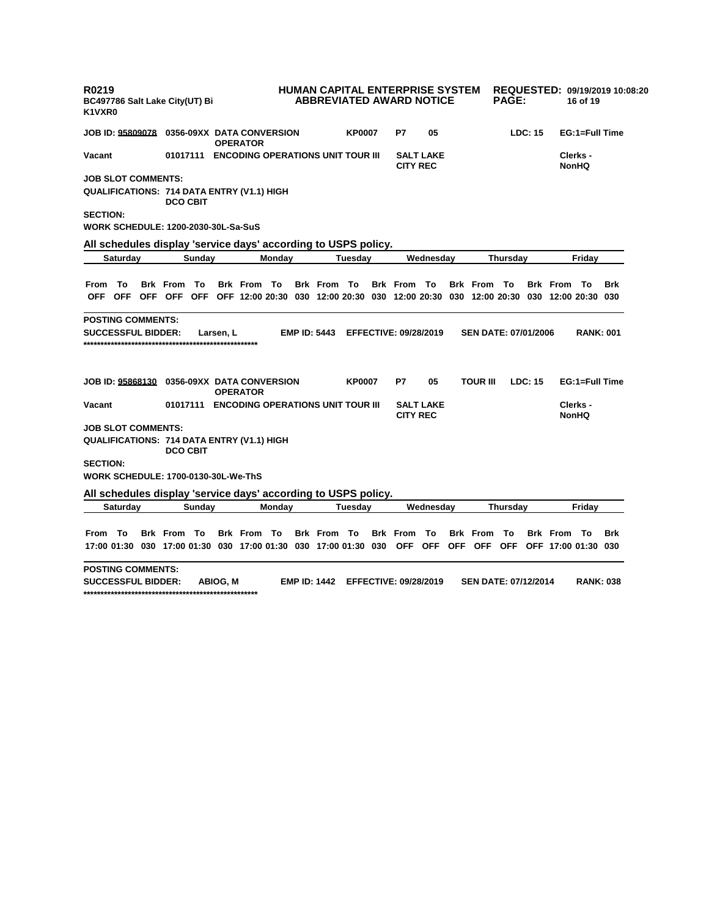R0219
BC497786 Salt Lake City(UT) Bi
K1VXR0

**HUMAN CAPITAL ENTERPRISE SYSTEM**
**ABBREVIATED AWARD NOTICE**

**REQUESTED: 09/19/2019 10:08:20**

**JOB ID: 95809078** 0356-09XX DATA CONVERSION OPERATOR **KP0007** **P7** **05** **LDC: 15** **EG:1=Full Time**

**Vacant** 01017111 ENCODING OPERATIONS UNIT TOUR III **SALT LAKE CITY REC** **Clerks - NonHQ**

**JOB SLOT COMMENTS:**

**QUALIFICATIONS:** 714 DATA ENTRY (V1.1) HIGH DCO CBIT

**SECTION:**

**WORK SCHEDULE:** 1200-2030-30L-Sa-SuS

**All schedules display 'service days' according to USPS policy.**

| Saturday | | | Sunday | | | Monday | | | Tuesday | | | Wednesday | | | Thursday | | | Friday | | |
|---|---|---|---|---|---|---|---|---|---|---|---|---|---|---|---|---|---|---|---|---|
| From | To | Brk | From | To | Brk | From | To | Brk | From | To | Brk | From | To | Brk | From | To | Brk | From | To | Brk |
| OFF | OFF | OFF | OFF | OFF | OFF | 12:00 | 20:30 | 030 | 12:00 | 20:30 | 030 | 12:00 | 20:30 | 030 | 12:00 | 20:30 | 030 | 12:00 | 20:30 | 030 |

**POSTING COMMENTS:**

**SUCCESSFUL BIDDER:** Larsen, L **EMP ID: 5443** **EFFECTIVE: 09/28/2019** **SEN DATE: 07/01/2006** **RANK: 001**

***************************************************

**JOB ID: 95868130** 0356-09XX DATA CONVERSION OPERATOR **KP0007** **P7** **05** **TOUR III** **LDC: 15** **EG:1=Full Time**

**Vacant** 01017111 ENCODING OPERATIONS UNIT TOUR III **SALT LAKE CITY REC** **Clerks - NonHQ**

**JOB SLOT COMMENTS:**

**QUALIFICATIONS:** 714 DATA ENTRY (V1.1) HIGH DCO CBIT

**SECTION:**

**WORK SCHEDULE:** 1700-0130-30L-We-ThS

**All schedules display 'service days' according to USPS policy.**

| Saturday | | | Sunday | | | Monday | | | Tuesday | | | Wednesday | | | Thursday | | | Friday | | |
|---|---|---|---|---|---|---|---|---|---|---|---|---|---|---|---|---|---|---|---|---|
| From | To | Brk | From | To | Brk | From | To | Brk | From | To | Brk | From | To | Brk | From | To | Brk | From | To | Brk |
| 17:00 | 01:30 | 030 | 17:00 | 01:30 | 030 | 17:00 | 01:30 | 030 | 17:00 | 01:30 | 030 | OFF | OFF | OFF | OFF | OFF | OFF | 17:00 | 01:30 | 030 |

**POSTING COMMENTS:**

**SUCCESSFUL BIDDER:** ABIOG, M **EMP ID: 1442** **EFFECTIVE: 09/28/2019** **SEN DATE: 07/12/2014** **RANK: 038**

***************************************************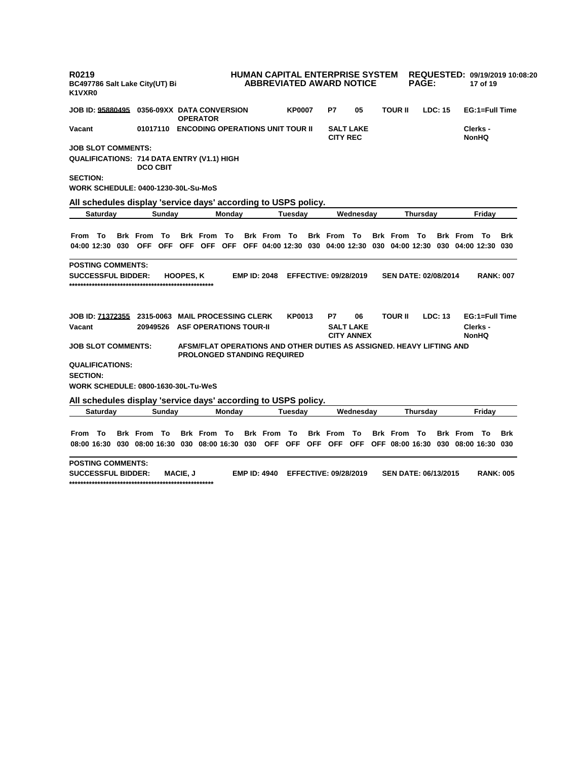R0219
BC497786 Salt Lake City(UT) Bi
K1VXR0

**HUMAN CAPITAL ENTERPRISE SYSTEM**
**ABBREVIATED AWARD NOTICE**

**REQUESTED: 09/19/2019 10:08:20**

**JOB ID: 95880495** **0356-09XX DATA CONVERSION OPERATOR** **KP0007** **P7** **05** **TOUR II** **LDC: 15** **EG:1=Full Time**

**Vacant** **01017110 ENCODING OPERATIONS UNIT TOUR II** **SALT LAKE CITY REC** **Clerks - NonHQ**

**JOB SLOT COMMENTS:**

**QUALIFICATIONS: 714 DATA ENTRY (V1.1) HIGH DCO CBIT**

**SECTION:**

**WORK SCHEDULE: 0400-1230-30L-Su-MoS**

**All schedules display 'service days' according to USPS policy.**

| Saturday | | | Sunday | | | Monday | | | Tuesday | | | Wednesday | | | Thursday | | | Friday | | |
|---|---|---|---|---|---|---|---|---|---|---|---|---|---|---|---|---|---|---|---|---|
| From | To | Brk | From | To | Brk | From | To | Brk | From | To | Brk | From | To | Brk | From | To | Brk | From | To | Brk |
| 04:00 | 12:30 | 030 | OFF | OFF | OFF | OFF | OFF | OFF | 04:00 | 12:30 | 030 | 04:00 | 12:30 | 030 | 04:00 | 12:30 | 030 | 04:00 | 12:30 | 030 |

**POSTING COMMENTS:**

**SUCCESSFUL BIDDER:** **HOOPES, K** **EMP ID: 2048** **EFFECTIVE: 09/28/2019** **SEN DATE: 02/08/2014** **RANK: 007**

**JOB ID: 71372355** **2315-0063 MAIL PROCESSING CLERK** **KP0013** **P7** **06** **TOUR II** **LDC: 13** **EG:1=Full Time**

**Vacant** **20949526 ASF OPERATIONS TOUR-II** **SALT LAKE CITY ANNEX** **Clerks - NonHQ**

**JOB SLOT COMMENTS:** **AFSM/FLAT OPERATIONS AND OTHER DUTIES AS ASSIGNED. HEAVY LIFTING AND PROLONGED STANDING REQUIRED**

**QUALIFICATIONS:**

**SECTION:**

**WORK SCHEDULE: 0800-1630-30L-Tu-WeS**

**All schedules display 'service days' according to USPS policy.**

| Saturday | | | Sunday | | | Monday | | | Tuesday | | | Wednesday | | | Thursday | | | Friday | | |
|---|---|---|---|---|---|---|---|---|---|---|---|---|---|---|---|---|---|---|---|---|
| From | To | Brk | From | To | Brk | From | To | Brk | From | To | Brk | From | To | Brk | From | To | Brk | From | To | Brk |
| 08:00 | 16:30 | 030 | 08:00 | 16:30 | 030 | 08:00 | 16:30 | 030 | OFF | OFF | OFF | OFF | OFF | OFF | 08:00 | 16:30 | 030 | 08:00 | 16:30 | 030 |

**POSTING COMMENTS:**

**SUCCESSFUL BIDDER:** **MACIE, J** **EMP ID: 4940** **EFFECTIVE: 09/28/2019** **SEN DATE: 06/13/2015** **RANK: 005**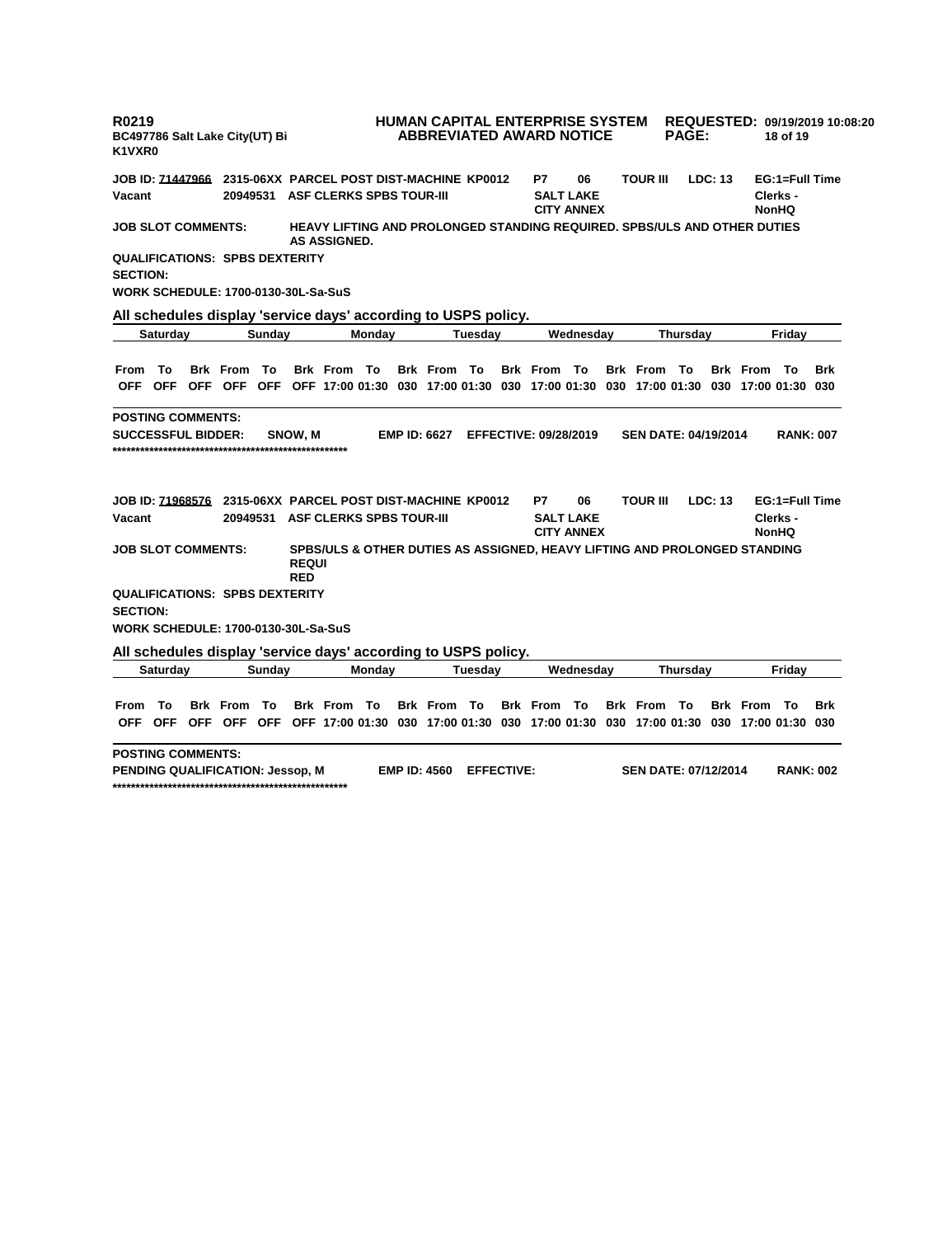**R0219** **HUMAN CAPITAL ENTERPRISE SYSTEM** **REQUESTED: 09/19/2019 10:08:20**
**BC497786 Salt Lake City(UT) Bi** **ABBREVIATED AWARD NOTICE**
**K1VXR0**

**JOB ID: 71447966** **2315-06XX PARCEL POST DIST-MACHINE KP0012** **P7** **06** **TOUR III** **LDC: 13** **EG:1=Full Time**
**Vacant** **20949531 ASF CLERKS SPBS TOUR-III** **SALT LAKE CITY ANNEX** **Clerks - NonHQ**

**JOB SLOT COMMENTS:** **HEAVY LIFTING AND PROLONGED STANDING REQUIRED. SPBS/ULS AND OTHER DUTIES AS ASSIGNED.**

**QUALIFICATIONS: SPBS DEXTERITY**

**SECTION:**

**WORK SCHEDULE: 1700-0130-30L-Sa-SuS**

**All schedules display 'service days' according to USPS policy.**

| Saturday | | | Sunday | | | Monday | | | Tuesday | | | Wednesday | | | Thursday | | | Friday | | |
|---|---|---|---|---|---|---|---|---|---|---|---|---|---|---|---|---|---|---|---|---|
| From | To | Brk | From | To | Brk | From | To | Brk | From | To | Brk | From | To | Brk | From | To | Brk | From | To | Brk |
| OFF | OFF | OFF | OFF | OFF | OFF | 17:00 | 01:30 | 030 | 17:00 | 01:30 | 030 | 17:00 | 01:30 | 030 | 17:00 | 01:30 | 030 | 17:00 | 01:30 | 030 |

**POSTING COMMENTS:**

**SUCCESSFUL BIDDER:** **SNOW, M** **EMP ID: 6627** **EFFECTIVE: 09/28/2019** **SEN DATE: 04/19/2014** **RANK: 007**
**\*\*\*\*\*\*\*\*\*\*\*\*\*\*\*\*\*\*\*\*\*\*\*\*\*\*\*\*\*\*\*\*\*\*\*\*\*\*\*\*\*\*\*\*\*\*\*\*\*\*\***

**JOB ID: 71968576** **2315-06XX PARCEL POST DIST-MACHINE KP0012** **P7** **06** **TOUR III** **LDC: 13** **EG:1=Full Time**
**Vacant** **20949531 ASF CLERKS SPBS TOUR-III** **SALT LAKE CITY ANNEX** **Clerks - NonHQ**

**JOB SLOT COMMENTS:** **SPBS/ULS & OTHER DUTIES AS ASSIGNED, HEAVY LIFTING AND PROLONGED STANDING REQUI RED**

**QUALIFICATIONS: SPBS DEXTERITY**

**SECTION:**

**WORK SCHEDULE: 1700-0130-30L-Sa-SuS**

**All schedules display 'service days' according to USPS policy.**

| Saturday | | | Sunday | | | Monday | | | Tuesday | | | Wednesday | | | Thursday | | | Friday | | |
|---|---|---|---|---|---|---|---|---|---|---|---|---|---|---|---|---|---|---|---|---|
| From | To | Brk | From | To | Brk | From | To | Brk | From | To | Brk | From | To | Brk | From | To | Brk | From | To | Brk |
| OFF | OFF | OFF | OFF | OFF | OFF | 17:00 | 01:30 | 030 | 17:00 | 01:30 | 030 | 17:00 | 01:30 | 030 | 17:00 | 01:30 | 030 | 17:00 | 01:30 | 030 |

**POSTING COMMENTS:**

**PENDING QUALIFICATION: Jessop, M** **EMP ID: 4560** **EFFECTIVE:** **SEN DATE: 07/12/2014** **RANK: 002**
**\*\*\*\*\*\*\*\*\*\*\*\*\*\*\*\*\*\*\*\*\*\*\*\*\*\*\*\*\*\*\*\*\*\*\*\*\*\*\*\*\*\*\*\*\*\*\*\*\*\*\***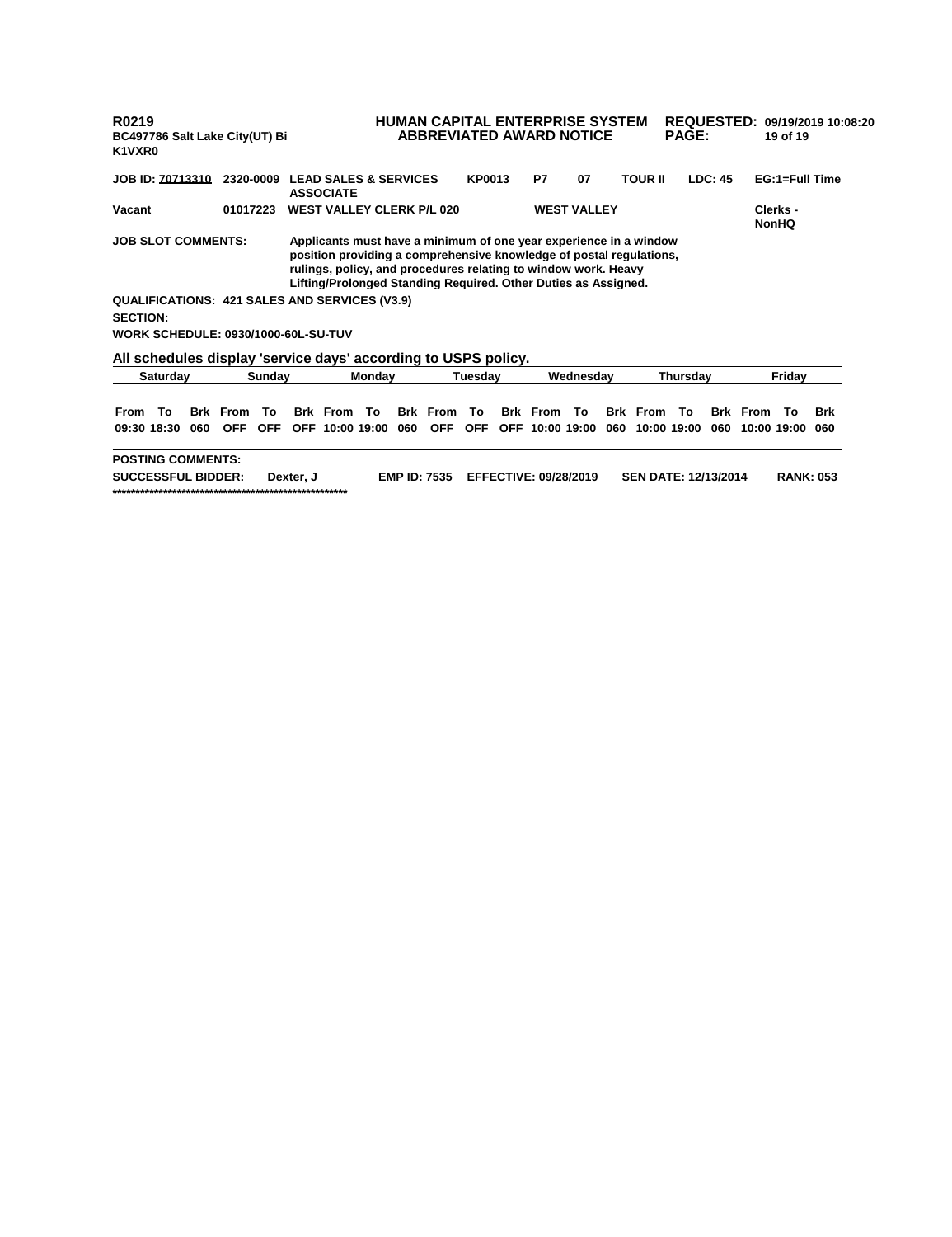**R0219**
**BC497786 Salt Lake City(UT) Bi**
**K1VXR0**

**HUMAN CAPITAL ENTERPRISE SYSTEM**
**ABBREVIATED AWARD NOTICE**

**REQUESTED: 09/19/2019 10:08:20**

| | | | | | | | | | |
|---|---|---|---|---|---|---|---|---|---|
| **JOB ID: 70713310** | **2320-0009** | **LEAD SALES & SERVICES ASSOCIATE** | **KP0013** | **P7** | **07** | **TOUR II** | **LDC: 45** | **EG:1=Full Time** |
| **Vacant** | **01017223** | **WEST VALLEY CLERK P/L 020** | | **WEST VALLEY** | | | | **Clerks - NonHQ** |

**JOB SLOT COMMENTS:** Applicants must have a minimum of one year experience in a window position providing a comprehensive knowledge of postal regulations, rulings, policy, and procedures relating to window work. Heavy Lifting/Prolonged Standing Required. Other Duties as Assigned.

**QUALIFICATIONS: 421 SALES AND SERVICES (V3.9)**

**SECTION:**

**WORK SCHEDULE: 0930/1000-60L-SU-TUV**

**All schedules display 'service days' according to USPS policy.**

| Saturday | | | Sunday | | | Monday | | | Tuesday | | | Wednesday | | | Thursday | | | Friday | | |
|---|---|---|---|---|---|---|---|---|---|---|---|---|---|---|---|---|---|---|---|---|
| From | To | Brk | From | To | Brk | From | To | Brk | From | To | Brk | From | To | Brk | From | To | Brk | From | To | Brk |
| 09:30 | 18:30 | 060 | OFF | OFF | OFF | 10:00 | 19:00 | 060 | OFF | OFF | OFF | 10:00 | 19:00 | 060 | 10:00 | 19:00 | 060 | 10:00 | 19:00 | 060 |

**POSTING COMMENTS:**

**SUCCESSFUL BIDDER:** Dexter, J **EMP ID: 7535** **EFFECTIVE: 09/28/2019** **SEN DATE: 12/13/2014** **RANK: 053**

*****************************************************